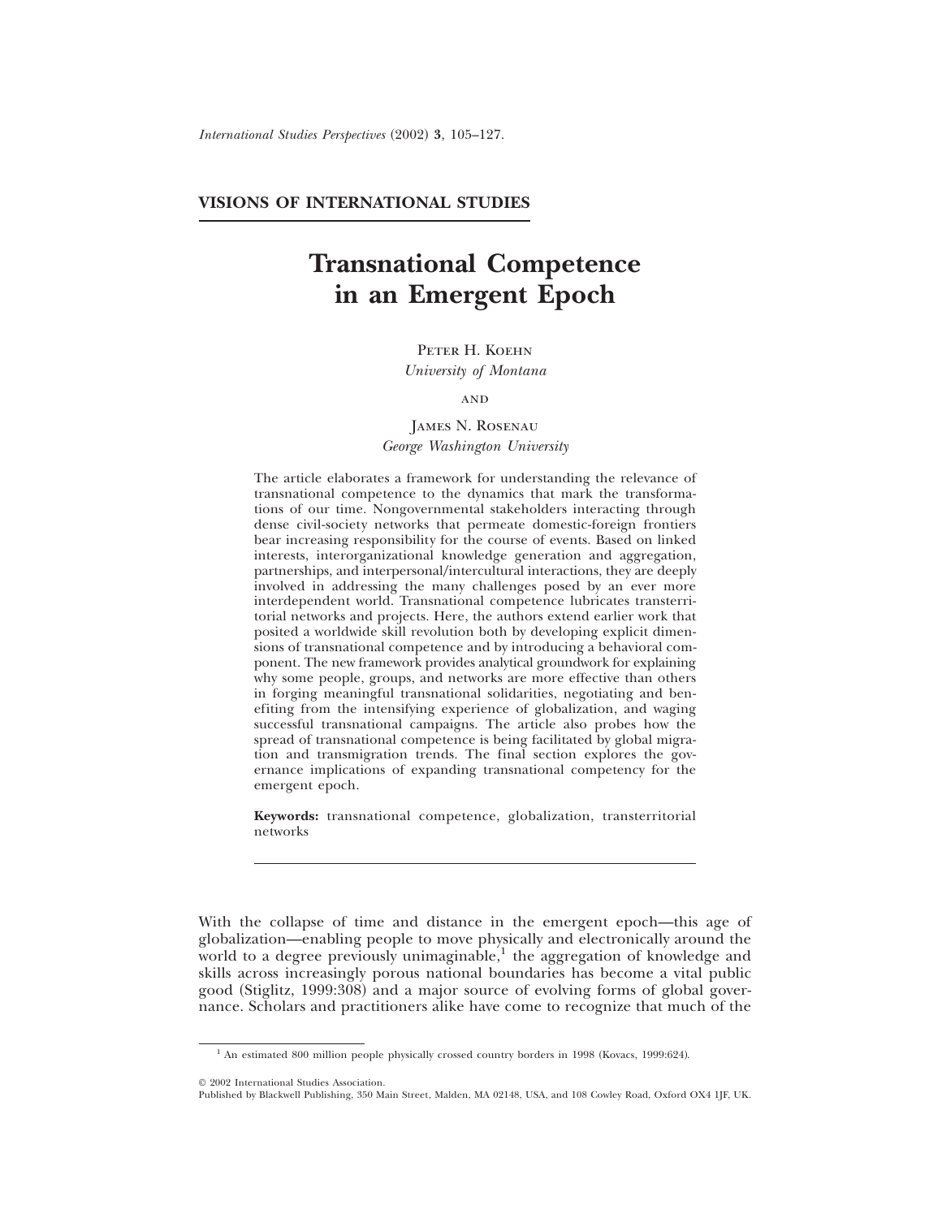**VISIONS OF INTERNATIONAL STUDIES**

# Transnational Competence in an Emergent Epoch

Peter H. Koehn
*University of Montana*

and

James N. Rosenau
*George Washington University*

The article elaborates a framework for understanding the relevance of transnational competence to the dynamics that mark the transformations of our time. Nongovernmental stakeholders interacting through dense civil-society networks that permeate domestic-foreign frontiers bear increasing responsibility for the course of events. Based on linked interests, interorganizational knowledge generation and aggregation, partnerships, and interpersonal/intercultural interactions, they are deeply involved in addressing the many challenges posed by an ever more interdependent world. Transnational competence lubricates transterritorial networks and projects. Here, the authors extend earlier work that posited a worldwide skill revolution both by developing explicit dimensions of transnational competence and by introducing a behavioral component. The new framework provides analytical groundwork for explaining why some people, groups, and networks are more effective than others in forging meaningful transnational solidarities, negotiating and benefiting from the intensifying experience of globalization, and waging successful transnational campaigns. The article also probes how the spread of transnational competence is being facilitated by global migration and transmigration trends. The final section explores the governance implications of expanding transnational competency for the emergent epoch.

**Keywords:** transnational competence, globalization, transterritorial networks

With the collapse of time and distance in the emergent epoch—this age of globalization—enabling people to move physically and electronically around the world to a degree previously unimaginable,[1] the aggregation of knowledge and skills across increasingly porous national boundaries has become a vital public good (Stiglitz, 1999:308) and a major source of evolving forms of global governance. Scholars and practitioners alike have come to recognize that much of the

[1] An estimated 800 million people physically crossed country borders in 1998 (Kovacs, 1999:624).

© 2002 International Studies Association.
Published by Blackwell Publishing, 350 Main Street, Malden, MA 02148, USA, and 108 Cowley Road, Oxford OX4 1JF, UK.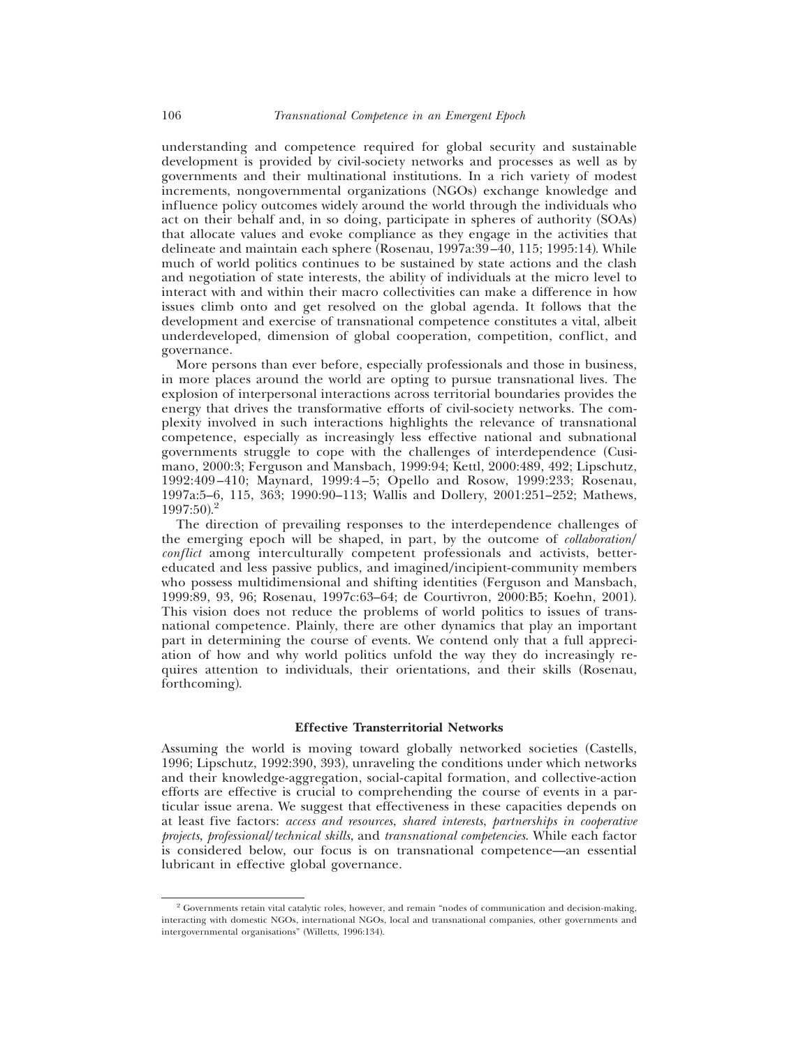understanding and competence required for global security and sustainable development is provided by civil-society networks and processes as well as by governments and their multinational institutions. In a rich variety of modest increments, nongovernmental organizations (NGOs) exchange knowledge and influence policy outcomes widely around the world through the individuals who act on their behalf and, in so doing, participate in spheres of authority (SOAs) that allocate values and evoke compliance as they engage in the activities that delineate and maintain each sphere (Rosenau, 1997a:39–40, 115; 1995:14). While much of world politics continues to be sustained by state actions and the clash and negotiation of state interests, the ability of individuals at the micro level to interact with and within their macro collectivities can make a difference in how issues climb onto and get resolved on the global agenda. It follows that the development and exercise of transnational competence constitutes a vital, albeit underdeveloped, dimension of global cooperation, competition, conflict, and governance.

More persons than ever before, especially professionals and those in business, in more places around the world are opting to pursue transnational lives. The explosion of interpersonal interactions across territorial boundaries provides the energy that drives the transformative efforts of civil-society networks. The complexity involved in such interactions highlights the relevance of transnational competence, especially as increasingly less effective national and subnational governments struggle to cope with the challenges of interdependence (Cusimano, 2000:3; Ferguson and Mansbach, 1999:94; Kettl, 2000:489, 492; Lipschutz, 1992:409–410; Maynard, 1999:4–5; Opello and Rosow, 1999:233; Rosenau, 1997a:5–6, 115, 363; 1990:90–113; Wallis and Dollery, 2001:251–252; Mathews, 1997:50).[2]

The direction of prevailing responses to the interdependence challenges of the emerging epoch will be shaped, in part, by the outcome of *collaboration/conflict* among interculturally competent professionals and activists, better-educated and less passive publics, and imagined/incipient-community members who possess multidimensional and shifting identities (Ferguson and Mansbach, 1999:89, 93, 96; Rosenau, 1997c:63–64; de Courtivron, 2000:B5; Koehn, 2001). This vision does not reduce the problems of world politics to issues of transnational competence. Plainly, there are other dynamics that play an important part in determining the course of events. We contend only that a full appreciation of how and why world politics unfold the way they do increasingly requires attention to individuals, their orientations, and their skills (Rosenau, forthcoming).

## Effective Transterritorial Networks

Assuming the world is moving toward globally networked societies (Castells, 1996; Lipschutz, 1992:390, 393), unraveling the conditions under which networks and their knowledge-aggregation, social-capital formation, and collective-action efforts are effective is crucial to comprehending the course of events in a particular issue arena. We suggest that effectiveness in these capacities depends on at least five factors: *access and resources*, *shared interests*, *partnerships in cooperative projects*, *professional/technical skills*, and *transnational competencies*. While each factor is considered below, our focus is on transnational competence—an essential lubricant in effective global governance.

[2] Governments retain vital catalytic roles, however, and remain "nodes of communication and decision-making, interacting with domestic NGOs, international NGOs, local and transnational companies, other governments and intergovernmental organisations" (Willetts, 1996:134).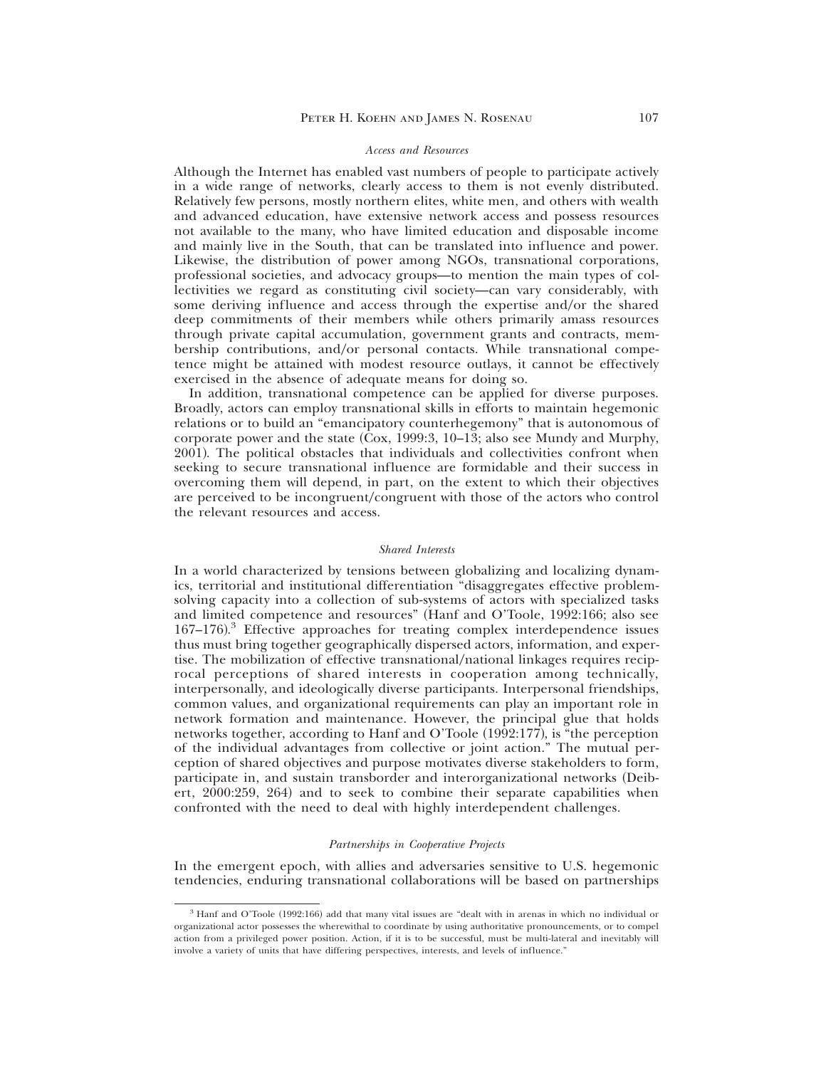### *Access and Resources*

Although the Internet has enabled vast numbers of people to participate actively in a wide range of networks, clearly access to them is not evenly distributed. Relatively few persons, mostly northern elites, white men, and others with wealth and advanced education, have extensive network access and possess resources not available to the many, who have limited education and disposable income and mainly live in the South, that can be translated into influence and power. Likewise, the distribution of power among NGOs, transnational corporations, professional societies, and advocacy groups—to mention the main types of collectivities we regard as constituting civil society—can vary considerably, with some deriving influence and access through the expertise and/or the shared deep commitments of their members while others primarily amass resources through private capital accumulation, government grants and contracts, membership contributions, and/or personal contacts. While transnational competence might be attained with modest resource outlays, it cannot be effectively exercised in the absence of adequate means for doing so.

In addition, transnational competence can be applied for diverse purposes. Broadly, actors can employ transnational skills in efforts to maintain hegemonic relations or to build an "emancipatory counterhegemony" that is autonomous of corporate power and the state (Cox, 1999:3, 10–13; also see Mundy and Murphy, 2001). The political obstacles that individuals and collectivities confront when seeking to secure transnational influence are formidable and their success in overcoming them will depend, in part, on the extent to which their objectives are perceived to be incongruent/congruent with those of the actors who control the relevant resources and access.

### *Shared Interests*

In a world characterized by tensions between globalizing and localizing dynamics, territorial and institutional differentiation "disaggregates effective problem-solving capacity into a collection of sub-systems of actors with specialized tasks and limited competence and resources" (Hanf and O'Toole, 1992:166; also see 167–176).[3] Effective approaches for treating complex interdependence issues thus must bring together geographically dispersed actors, information, and expertise. The mobilization of effective transnational/national linkages requires reciprocal perceptions of shared interests in cooperation among technically, interpersonally, and ideologically diverse participants. Interpersonal friendships, common values, and organizational requirements can play an important role in network formation and maintenance. However, the principal glue that holds networks together, according to Hanf and O'Toole (1992:177), is "the perception of the individual advantages from collective or joint action." The mutual perception of shared objectives and purpose motivates diverse stakeholders to form, participate in, and sustain transborder and interorganizational networks (Deibert, 2000:259, 264) and to seek to combine their separate capabilities when confronted with the need to deal with highly interdependent challenges.

### *Partnerships in Cooperative Projects*

In the emergent epoch, with allies and adversaries sensitive to U.S. hegemonic tendencies, enduring transnational collaborations will be based on partnerships

---

[3] Hanf and O'Toole (1992:166) add that many vital issues are "dealt with in arenas in which no individual or organizational actor possesses the wherewithal to coordinate by using authoritative pronouncements, or to compel action from a privileged power position. Action, if it is to be successful, must be multi-lateral and inevitably will involve a variety of units that have differing perspectives, interests, and levels of influence."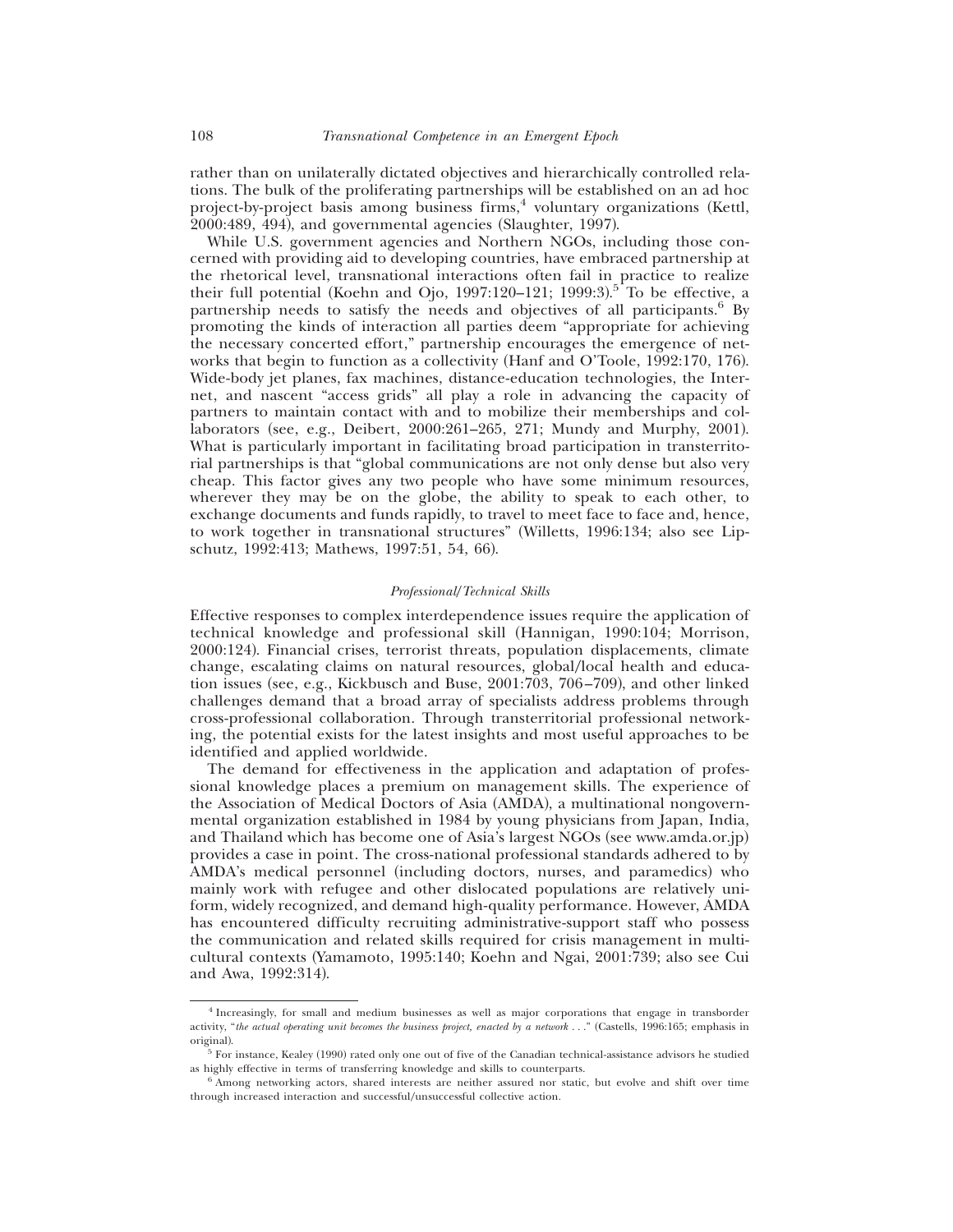rather than on unilaterally dictated objectives and hierarchically controlled relations. The bulk of the proliferating partnerships will be established on an ad hoc project-by-project basis among business firms,[4] voluntary organizations (Kettl, 2000:489, 494), and governmental agencies (Slaughter, 1997).

While U.S. government agencies and Northern NGOs, including those concerned with providing aid to developing countries, have embraced partnership at the rhetorical level, transnational interactions often fail in practice to realize their full potential (Koehn and Ojo, 1997:120–121; 1999:3).[5] To be effective, a partnership needs to satisfy the needs and objectives of all participants.[6] By promoting the kinds of interaction all parties deem "appropriate for achieving the necessary concerted effort," partnership encourages the emergence of networks that begin to function as a collectivity (Hanf and O'Toole, 1992:170, 176). Wide-body jet planes, fax machines, distance-education technologies, the Internet, and nascent "access grids" all play a role in advancing the capacity of partners to maintain contact with and to mobilize their memberships and collaborators (see, e.g., Deibert, 2000:261–265, 271; Mundy and Murphy, 2001). What is particularly important in facilitating broad participation in transterritorial partnerships is that "global communications are not only dense but also very cheap. This factor gives any two people who have some minimum resources, wherever they may be on the globe, the ability to speak to each other, to exchange documents and funds rapidly, to travel to meet face to face and, hence, to work together in transnational structures" (Willetts, 1996:134; also see Lipschutz, 1992:413; Mathews, 1997:51, 54, 66).

### *Professional/Technical Skills*

Effective responses to complex interdependence issues require the application of technical knowledge and professional skill (Hannigan, 1990:104; Morrison, 2000:124). Financial crises, terrorist threats, population displacements, climate change, escalating claims on natural resources, global/local health and education issues (see, e.g., Kickbusch and Buse, 2001:703, 706–709), and other linked challenges demand that a broad array of specialists address problems through cross-professional collaboration. Through transterritorial professional networking, the potential exists for the latest insights and most useful approaches to be identified and applied worldwide.

The demand for effectiveness in the application and adaptation of professional knowledge places a premium on management skills. The experience of the Association of Medical Doctors of Asia (AMDA), a multinational nongovernmental organization established in 1984 by young physicians from Japan, India, and Thailand which has become one of Asia's largest NGOs (see www.amda.or.jp) provides a case in point. The cross-national professional standards adhered to by AMDA's medical personnel (including doctors, nurses, and paramedics) who mainly work with refugee and other dislocated populations are relatively uniform, widely recognized, and demand high-quality performance. However, AMDA has encountered difficulty recruiting administrative-support staff who possess the communication and related skills required for crisis management in multicultural contexts (Yamamoto, 1995:140; Koehn and Ngai, 2001:739; also see Cui and Awa, 1992:314).

---

[4] Increasingly, for small and medium businesses as well as major corporations that engage in transborder activity, "*the actual operating unit becomes the business project, enacted by a network* . . ." (Castells, 1996:165; emphasis in original).

[5] For instance, Kealey (1990) rated only one out of five of the Canadian technical-assistance advisors he studied as highly effective in terms of transferring knowledge and skills to counterparts.

[6] Among networking actors, shared interests are neither assured nor static, but evolve and shift over time through increased interaction and successful/unsuccessful collective action.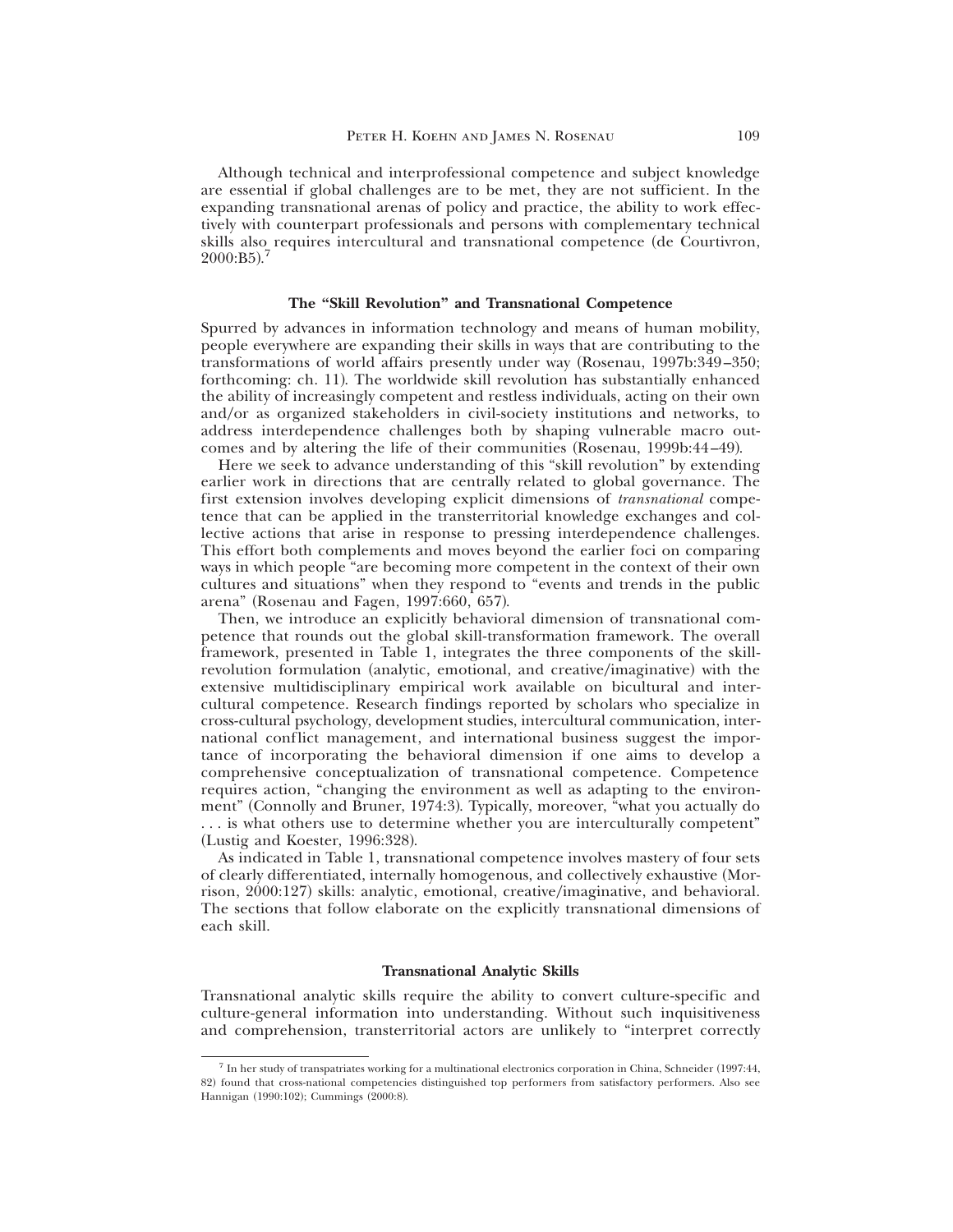Although technical and interprofessional competence and subject knowledge are essential if global challenges are to be met, they are not sufficient. In the expanding transnational arenas of policy and practice, the ability to work effectively with counterpart professionals and persons with complementary technical skills also requires intercultural and transnational competence (de Courtivron, 2000:B5).[7]

### The "Skill Revolution" and Transnational Competence

Spurred by advances in information technology and means of human mobility, people everywhere are expanding their skills in ways that are contributing to the transformations of world affairs presently under way (Rosenau, 1997b:349–350; forthcoming: ch. 11). The worldwide skill revolution has substantially enhanced the ability of increasingly competent and restless individuals, acting on their own and/or as organized stakeholders in civil-society institutions and networks, to address interdependence challenges both by shaping vulnerable macro outcomes and by altering the life of their communities (Rosenau, 1999b:44–49).

Here we seek to advance understanding of this "skill revolution" by extending earlier work in directions that are centrally related to global governance. The first extension involves developing explicit dimensions of *transnational* competence that can be applied in the transterritorial knowledge exchanges and collective actions that arise in response to pressing interdependence challenges. This effort both complements and moves beyond the earlier foci on comparing ways in which people "are becoming more competent in the context of their own cultures and situations" when they respond to "events and trends in the public arena" (Rosenau and Fagen, 1997:660, 657).

Then, we introduce an explicitly behavioral dimension of transnational competence that rounds out the global skill-transformation framework. The overall framework, presented in Table 1, integrates the three components of the skill-revolution formulation (analytic, emotional, and creative/imaginative) with the extensive multidisciplinary empirical work available on bicultural and intercultural competence. Research findings reported by scholars who specialize in cross-cultural psychology, development studies, intercultural communication, international conflict management, and international business suggest the importance of incorporating the behavioral dimension if one aims to develop a comprehensive conceptualization of transnational competence. Competence requires action, "changing the environment as well as adapting to the environment" (Connolly and Bruner, 1974:3). Typically, moreover, "what you actually do . . . is what others use to determine whether you are interculturally competent" (Lustig and Koester, 1996:328).

As indicated in Table 1, transnational competence involves mastery of four sets of clearly differentiated, internally homogenous, and collectively exhaustive (Morrison, 2000:127) skills: analytic, emotional, creative/imaginative, and behavioral. The sections that follow elaborate on the explicitly transnational dimensions of each skill.

### Transnational Analytic Skills

Transnational analytic skills require the ability to convert culture-specific and culture-general information into understanding. Without such inquisitiveness and comprehension, transterritorial actors are unlikely to "interpret correctly

[7] In her study of transpatriates working for a multinational electronics corporation in China, Schneider (1997:44, 82) found that cross-national competencies distinguished top performers from satisfactory performers. Also see Hannigan (1990:102); Cummings (2000:8).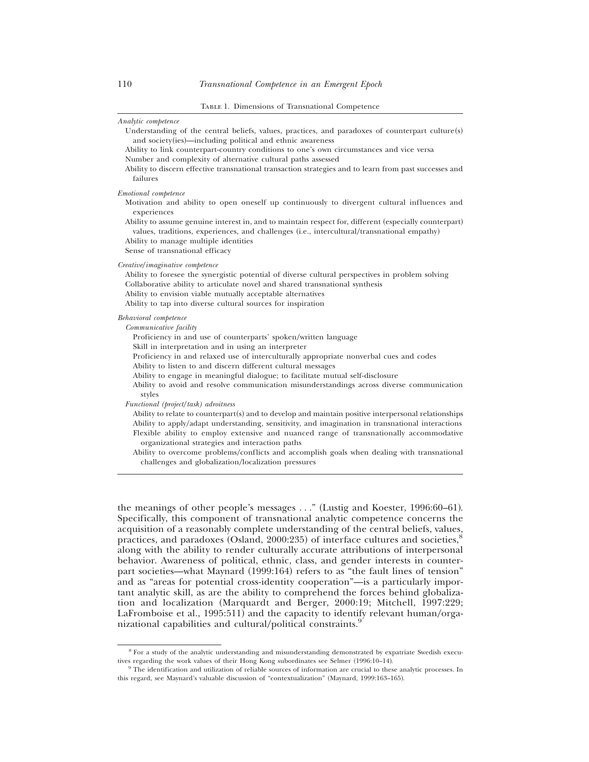Table 1. Dimensions of Transnational Competence

| | |
|---|---|
| *Analytic competence* | |
| | Understanding of the central beliefs, values, practices, and paradoxes of counterpart culture(s) and society(ies)—including political and ethnic awareness |
| | Ability to link counterpart-country conditions to one's own circumstances and vice versa |
| | Number and complexity of alternative cultural paths assessed |
| | Ability to discern effective transnational transaction strategies and to learn from past successes and failures |
| *Emotional competence* | |
| | Motivation and ability to open oneself up continuously to divergent cultural influences and experiences |
| | Ability to assume genuine interest in, and to maintain respect for, different (especially counterpart) values, traditions, experiences, and challenges (i.e., intercultural/transnational empathy) |
| | Ability to manage multiple identities |
| | Sense of transnational efficacy |
| *Creative/imaginative competence* | |
| | Ability to foresee the synergistic potential of diverse cultural perspectives in problem solving |
| | Collaborative ability to articulate novel and shared transnational synthesis |
| | Ability to envision viable mutually acceptable alternatives |
| | Ability to tap into diverse cultural sources for inspiration |
| *Behavioral competence* | |
| *Communicative facility* | |
| | Proficiency in and use of counterparts' spoken/written language |
| | Skill in interpretation and in using an interpreter |
| | Proficiency in and relaxed use of interculturally appropriate nonverbal cues and codes |
| | Ability to listen to and discern different cultural messages |
| | Ability to engage in meaningful dialogue; to facilitate mutual self-disclosure |
| | Ability to avoid and resolve communication misunderstandings across diverse communication styles |
| *Functional (project/task) adroitness* | |
| | Ability to relate to counterpart(s) and to develop and maintain positive interpersonal relationships |
| | Ability to apply/adapt understanding, sensitivity, and imagination in transnational interactions |
| | Flexible ability to employ extensive and nuanced range of transnationally accommodative organizational strategies and interaction paths |
| | Ability to overcome problems/conflicts and accomplish goals when dealing with transnational challenges and globalization/localization pressures |

the meanings of other people's messages . . ." (Lustig and Koester, 1996:60–61). Specifically, this component of transnational analytic competence concerns the acquisition of a reasonably complete understanding of the central beliefs, values, practices, and paradoxes (Osland, 2000:235) of interface cultures and societies,[8] along with the ability to render culturally accurate attributions of interpersonal behavior. Awareness of political, ethnic, class, and gender interests in counterpart societies—what Maynard (1999:164) refers to as "the fault lines of tension" and as "areas for potential cross-identity cooperation"—is a particularly important analytic skill, as are the ability to comprehend the forces behind globalization and localization (Marquardt and Berger, 2000:19; Mitchell, 1997:229; LaFromboise et al., 1995:511) and the capacity to identify relevant human/organizational capabilities and cultural/political constraints.[9]

[8] For a study of the analytic understanding and misunderstanding demonstrated by expatriate Swedish executives regarding the work values of their Hong Kong subordinates see Selmer (1996:10–14).

[9] The identification and utilization of reliable sources of information are crucial to these analytic processes. In this regard, see Maynard's valuable discussion of "contextualization" (Maynard, 1999:163–165).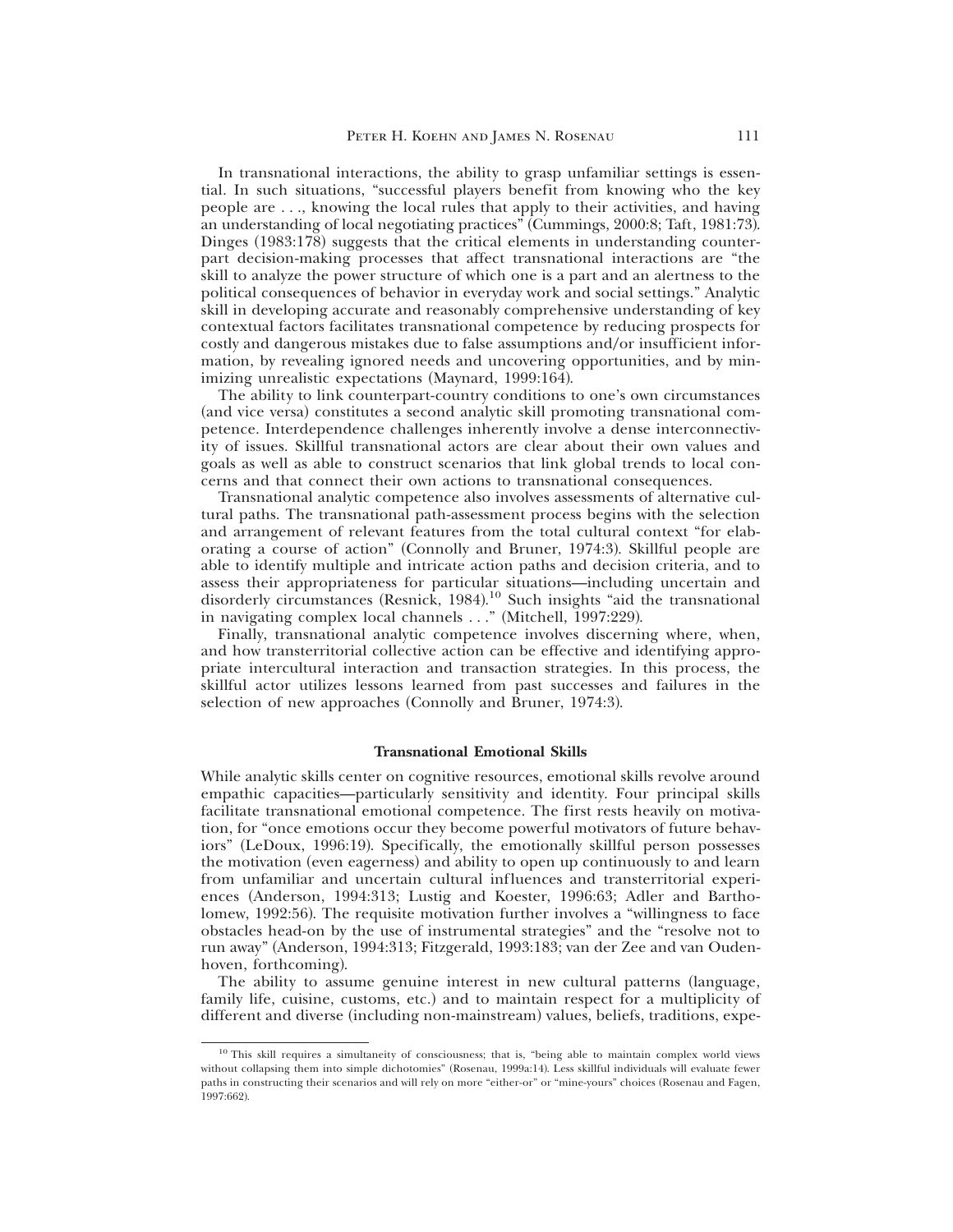In transnational interactions, the ability to grasp unfamiliar settings is essential. In such situations, "successful players benefit from knowing who the key people are . . ., knowing the local rules that apply to their activities, and having an understanding of local negotiating practices" (Cummings, 2000:8; Taft, 1981:73). Dinges (1983:178) suggests that the critical elements in understanding counterpart decision-making processes that affect transnational interactions are "the skill to analyze the power structure of which one is a part and an alertness to the political consequences of behavior in everyday work and social settings." Analytic skill in developing accurate and reasonably comprehensive understanding of key contextual factors facilitates transnational competence by reducing prospects for costly and dangerous mistakes due to false assumptions and/or insufficient information, by revealing ignored needs and uncovering opportunities, and by minimizing unrealistic expectations (Maynard, 1999:164).

The ability to link counterpart-country conditions to one's own circumstances (and vice versa) constitutes a second analytic skill promoting transnational competence. Interdependence challenges inherently involve a dense interconnectivity of issues. Skillful transnational actors are clear about their own values and goals as well as able to construct scenarios that link global trends to local concerns and that connect their own actions to transnational consequences.

Transnational analytic competence also involves assessments of alternative cultural paths. The transnational path-assessment process begins with the selection and arrangement of relevant features from the total cultural context "for elaborating a course of action" (Connolly and Bruner, 1974:3). Skillful people are able to identify multiple and intricate action paths and decision criteria, and to assess their appropriateness for particular situations—including uncertain and disorderly circumstances (Resnick, 1984).[10] Such insights "aid the transnational in navigating complex local channels . . ." (Mitchell, 1997:229).

Finally, transnational analytic competence involves discerning where, when, and how transterritorial collective action can be effective and identifying appropriate intercultural interaction and transaction strategies. In this process, the skillful actor utilizes lessons learned from past successes and failures in the selection of new approaches (Connolly and Bruner, 1974:3).

### Transnational Emotional Skills

While analytic skills center on cognitive resources, emotional skills revolve around empathic capacities—particularly sensitivity and identity. Four principal skills facilitate transnational emotional competence. The first rests heavily on motivation, for "once emotions occur they become powerful motivators of future behaviors" (LeDoux, 1996:19). Specifically, the emotionally skillful person possesses the motivation (even eagerness) and ability to open up continuously to and learn from unfamiliar and uncertain cultural influences and transterritorial experiences (Anderson, 1994:313; Lustig and Koester, 1996:63; Adler and Bartholomew, 1992:56). The requisite motivation further involves a "willingness to face obstacles head-on by the use of instrumental strategies" and the "resolve not to run away" (Anderson, 1994:313; Fitzgerald, 1993:183; van der Zee and van Oudenhoven, forthcoming).

The ability to assume genuine interest in new cultural patterns (language, family life, cuisine, customs, etc.) and to maintain respect for a multiplicity of different and diverse (including non-mainstream) values, beliefs, traditions, expe-

---

[10] This skill requires a simultaneity of consciousness; that is, "being able to maintain complex world views without collapsing them into simple dichotomies" (Rosenau, 1999a:14). Less skillful individuals will evaluate fewer paths in constructing their scenarios and will rely on more "either-or" or "mine-yours" choices (Rosenau and Fagen, 1997:662).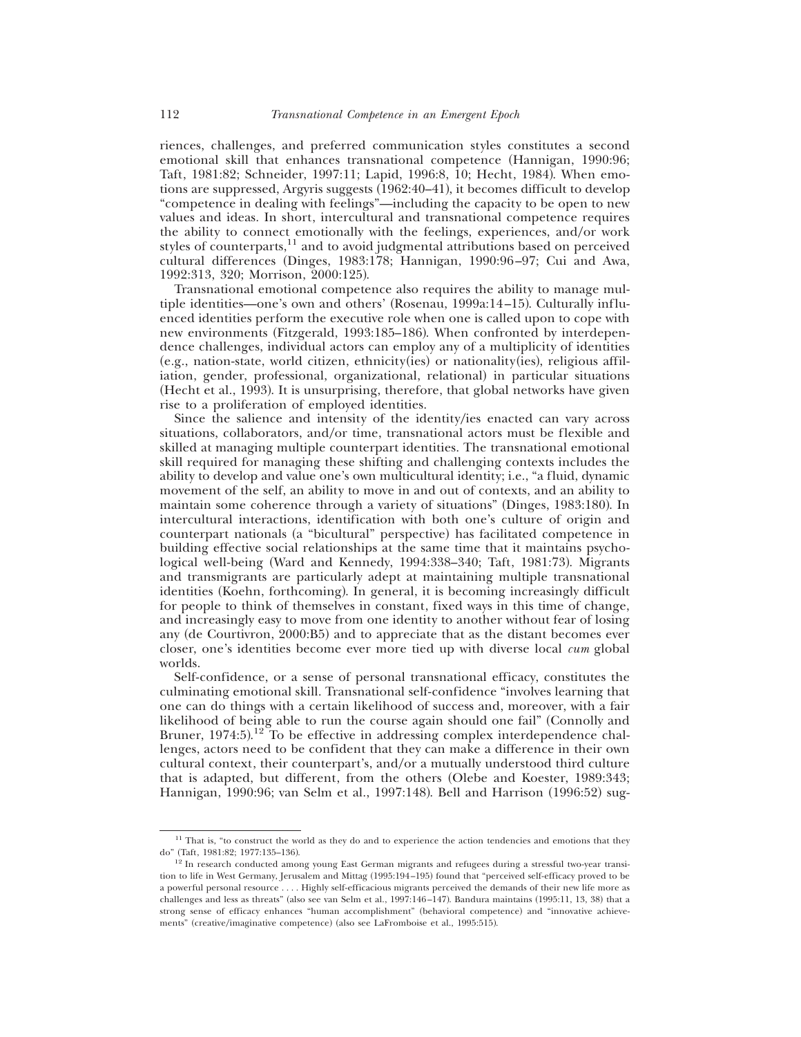riences, challenges, and preferred communication styles constitutes a second emotional skill that enhances transnational competence (Hannigan, 1990:96; Taft, 1981:82; Schneider, 1997:11; Lapid, 1996:8, 10; Hecht, 1984). When emotions are suppressed, Argyris suggests (1962:40–41), it becomes difficult to develop "competence in dealing with feelings"—including the capacity to be open to new values and ideas. In short, intercultural and transnational competence requires the ability to connect emotionally with the feelings, experiences, and/or work styles of counterparts,[11] and to avoid judgmental attributions based on perceived cultural differences (Dinges, 1983:178; Hannigan, 1990:96–97; Cui and Awa, 1992:313, 320; Morrison, 2000:125).

Transnational emotional competence also requires the ability to manage multiple identities—one's own and others' (Rosenau, 1999a:14–15). Culturally influenced identities perform the executive role when one is called upon to cope with new environments (Fitzgerald, 1993:185–186). When confronted by interdependence challenges, individual actors can employ any of a multiplicity of identities (e.g., nation-state, world citizen, ethnicity(ies) or nationality(ies), religious affiliation, gender, professional, organizational, relational) in particular situations (Hecht et al., 1993). It is unsurprising, therefore, that global networks have given rise to a proliferation of employed identities.

Since the salience and intensity of the identity/ies enacted can vary across situations, collaborators, and/or time, transnational actors must be flexible and skilled at managing multiple counterpart identities. The transnational emotional skill required for managing these shifting and challenging contexts includes the ability to develop and value one's own multicultural identity; i.e., "a fluid, dynamic movement of the self, an ability to move in and out of contexts, and an ability to maintain some coherence through a variety of situations" (Dinges, 1983:180). In intercultural interactions, identification with both one's culture of origin and counterpart nationals (a "bicultural" perspective) has facilitated competence in building effective social relationships at the same time that it maintains psychological well-being (Ward and Kennedy, 1994:338–340; Taft, 1981:73). Migrants and transmigrants are particularly adept at maintaining multiple transnational identities (Koehn, forthcoming). In general, it is becoming increasingly difficult for people to think of themselves in constant, fixed ways in this time of change, and increasingly easy to move from one identity to another without fear of losing any (de Courtivron, 2000:B5) and to appreciate that as the distant becomes ever closer, one's identities become ever more tied up with diverse local *cum* global worlds.

Self-confidence, or a sense of personal transnational efficacy, constitutes the culminating emotional skill. Transnational self-confidence "involves learning that one can do things with a certain likelihood of success and, moreover, with a fair likelihood of being able to run the course again should one fail" (Connolly and Bruner, 1974:5).[12] To be effective in addressing complex interdependence challenges, actors need to be confident that they can make a difference in their own cultural context, their counterpart's, and/or a mutually understood third culture that is adapted, but different, from the others (Olebe and Koester, 1989:343; Hannigan, 1990:96; van Selm et al., 1997:148). Bell and Harrison (1996:52) sug-

---

[11] That is, "to construct the world as they do and to experience the action tendencies and emotions that they do" (Taft, 1981:82; 1977:135–136).

[12] In research conducted among young East German migrants and refugees during a stressful two-year transition to life in West Germany, Jerusalem and Mittag (1995:194–195) found that "perceived self-efficacy proved to be a powerful personal resource . . . . Highly self-efficacious migrants perceived the demands of their new life more as challenges and less as threats" (also see van Selm et al., 1997:146–147). Bandura maintains (1995:11, 13, 38) that a strong sense of efficacy enhances "human accomplishment" (behavioral competence) and "innovative achievements" (creative/imaginative competence) (also see LaFromboise et al., 1995:515).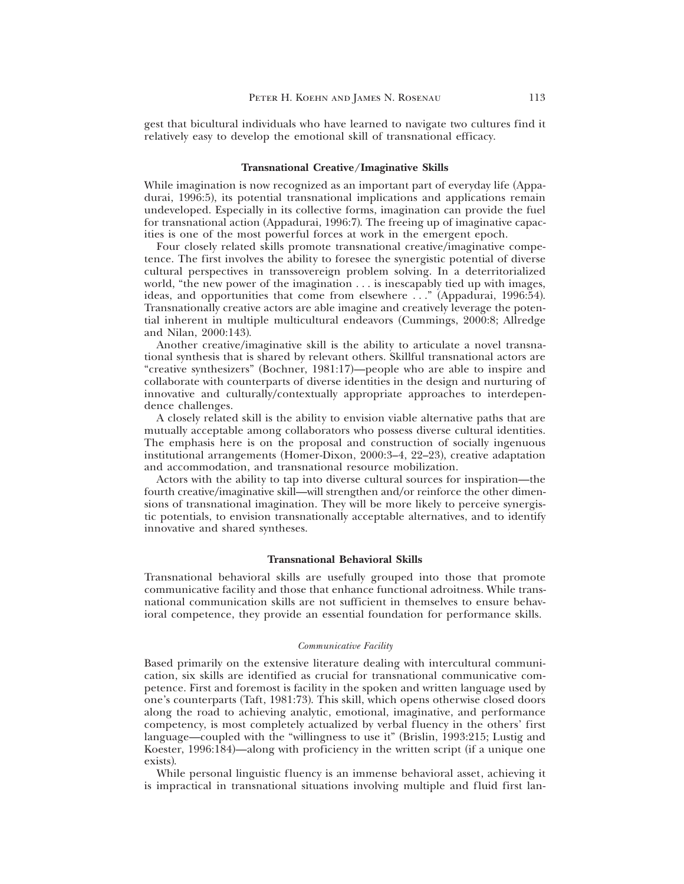gest that bicultural individuals who have learned to navigate two cultures find it relatively easy to develop the emotional skill of transnational efficacy.

### Transnational Creative/Imaginative Skills

While imagination is now recognized as an important part of everyday life (Appadurai, 1996:5), its potential transnational implications and applications remain undeveloped. Especially in its collective forms, imagination can provide the fuel for transnational action (Appadurai, 1996:7). The freeing up of imaginative capacities is one of the most powerful forces at work in the emergent epoch.

Four closely related skills promote transnational creative/imaginative competence. The first involves the ability to foresee the synergistic potential of diverse cultural perspectives in transsovereign problem solving. In a deterritorialized world, "the new power of the imagination . . . is inescapably tied up with images, ideas, and opportunities that come from elsewhere . . ." (Appadurai, 1996:54). Transnationally creative actors are able imagine and creatively leverage the potential inherent in multiple multicultural endeavors (Cummings, 2000:8; Allredge and Nilan, 2000:143).

Another creative/imaginative skill is the ability to articulate a novel transnational synthesis that is shared by relevant others. Skillful transnational actors are "creative synthesizers" (Bochner, 1981:17)—people who are able to inspire and collaborate with counterparts of diverse identities in the design and nurturing of innovative and culturally/contextually appropriate approaches to interdependence challenges.

A closely related skill is the ability to envision viable alternative paths that are mutually acceptable among collaborators who possess diverse cultural identities. The emphasis here is on the proposal and construction of socially ingenuous institutional arrangements (Homer-Dixon, 2000:3–4, 22–23), creative adaptation and accommodation, and transnational resource mobilization.

Actors with the ability to tap into diverse cultural sources for inspiration—the fourth creative/imaginative skill—will strengthen and/or reinforce the other dimensions of transnational imagination. They will be more likely to perceive synergistic potentials, to envision transnationally acceptable alternatives, and to identify innovative and shared syntheses.

### Transnational Behavioral Skills

Transnational behavioral skills are usefully grouped into those that promote communicative facility and those that enhance functional adroitness. While transnational communication skills are not sufficient in themselves to ensure behavioral competence, they provide an essential foundation for performance skills.

#### *Communicative Facility*

Based primarily on the extensive literature dealing with intercultural communication, six skills are identified as crucial for transnational communicative competence. First and foremost is facility in the spoken and written language used by one's counterparts (Taft, 1981:73). This skill, which opens otherwise closed doors along the road to achieving analytic, emotional, imaginative, and performance competency, is most completely actualized by verbal fluency in the others' first language—coupled with the "willingness to use it" (Brislin, 1993:215; Lustig and Koester, 1996:184)—along with proficiency in the written script (if a unique one exists).

While personal linguistic fluency is an immense behavioral asset, achieving it is impractical in transnational situations involving multiple and fluid first lan-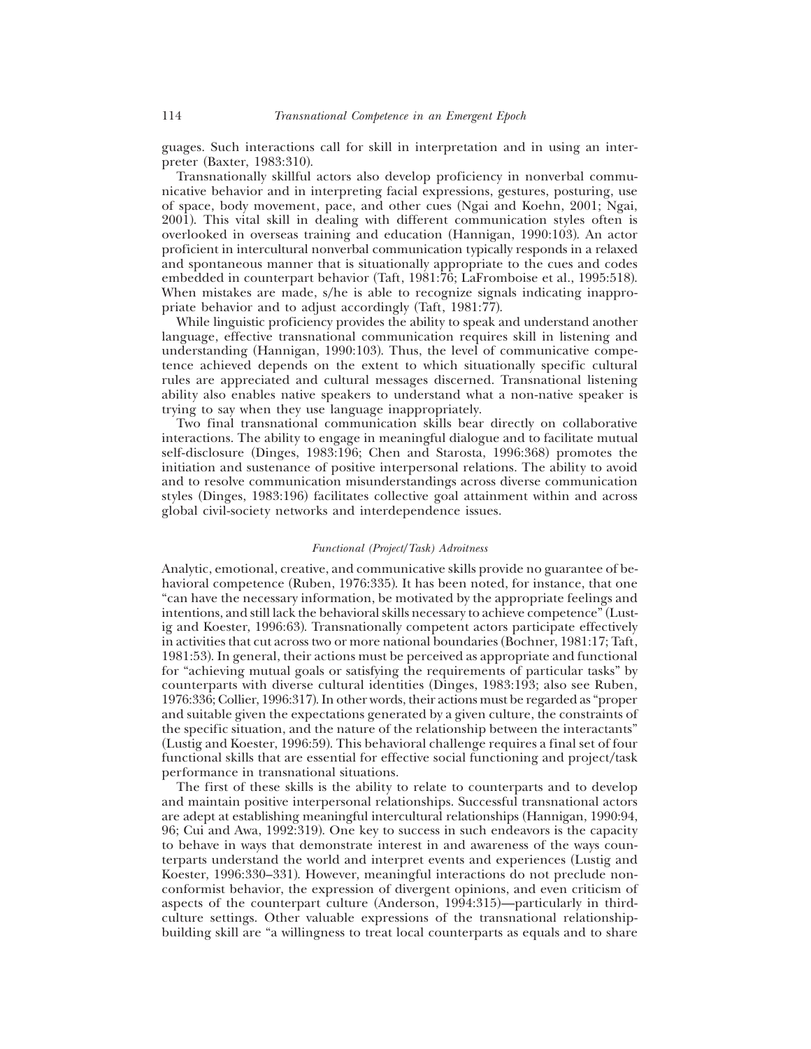guages. Such interactions call for skill in interpretation and in using an interpreter (Baxter, 1983:310).

Transnationally skillful actors also develop proficiency in nonverbal communicative behavior and in interpreting facial expressions, gestures, posturing, use of space, body movement, pace, and other cues (Ngai and Koehn, 2001; Ngai, 2001). This vital skill in dealing with different communication styles often is overlooked in overseas training and education (Hannigan, 1990:103). An actor proficient in intercultural nonverbal communication typically responds in a relaxed and spontaneous manner that is situationally appropriate to the cues and codes embedded in counterpart behavior (Taft, 1981:76; LaFromboise et al., 1995:518). When mistakes are made, s/he is able to recognize signals indicating inappropriate behavior and to adjust accordingly (Taft, 1981:77).

While linguistic proficiency provides the ability to speak and understand another language, effective transnational communication requires skill in listening and understanding (Hannigan, 1990:103). Thus, the level of communicative competence achieved depends on the extent to which situationally specific cultural rules are appreciated and cultural messages discerned. Transnational listening ability also enables native speakers to understand what a non-native speaker is trying to say when they use language inappropriately.

Two final transnational communication skills bear directly on collaborative interactions. The ability to engage in meaningful dialogue and to facilitate mutual self-disclosure (Dinges, 1983:196; Chen and Starosta, 1996:368) promotes the initiation and sustenance of positive interpersonal relations. The ability to avoid and to resolve communication misunderstandings across diverse communication styles (Dinges, 1983:196) facilitates collective goal attainment within and across global civil-society networks and interdependence issues.

### *Functional (Project/Task) Adroitness*

Analytic, emotional, creative, and communicative skills provide no guarantee of behavioral competence (Ruben, 1976:335). It has been noted, for instance, that one "can have the necessary information, be motivated by the appropriate feelings and intentions, and still lack the behavioral skills necessary to achieve competence" (Lustig and Koester, 1996:63). Transnationally competent actors participate effectively in activities that cut across two or more national boundaries (Bochner, 1981:17; Taft, 1981:53). In general, their actions must be perceived as appropriate and functional for "achieving mutual goals or satisfying the requirements of particular tasks" by counterparts with diverse cultural identities (Dinges, 1983:193; also see Ruben, 1976:336; Collier, 1996:317). In other words, their actions must be regarded as "proper and suitable given the expectations generated by a given culture, the constraints of the specific situation, and the nature of the relationship between the interactants" (Lustig and Koester, 1996:59). This behavioral challenge requires a final set of four functional skills that are essential for effective social functioning and project/task performance in transnational situations.

The first of these skills is the ability to relate to counterparts and to develop and maintain positive interpersonal relationships. Successful transnational actors are adept at establishing meaningful intercultural relationships (Hannigan, 1990:94, 96; Cui and Awa, 1992:319). One key to success in such endeavors is the capacity to behave in ways that demonstrate interest in and awareness of the ways counterparts understand the world and interpret events and experiences (Lustig and Koester, 1996:330–331). However, meaningful interactions do not preclude nonconformist behavior, the expression of divergent opinions, and even criticism of aspects of the counterpart culture (Anderson, 1994:315)—particularly in third-culture settings. Other valuable expressions of the transnational relationship-building skill are "a willingness to treat local counterparts as equals and to share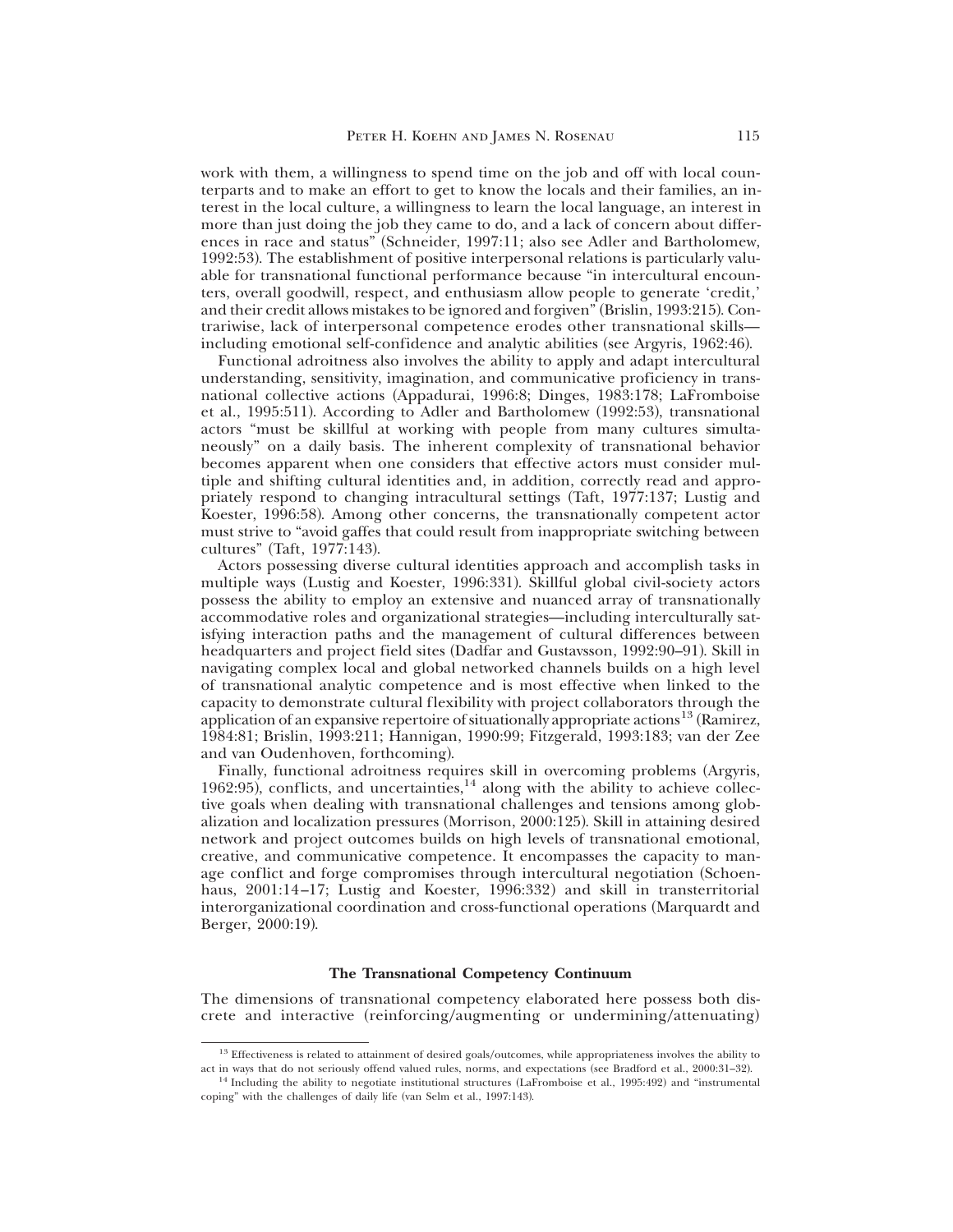work with them, a willingness to spend time on the job and off with local counterparts and to make an effort to get to know the locals and their families, an interest in the local culture, a willingness to learn the local language, an interest in more than just doing the job they came to do, and a lack of concern about differences in race and status" (Schneider, 1997:11; also see Adler and Bartholomew, 1992:53). The establishment of positive interpersonal relations is particularly valuable for transnational functional performance because "in intercultural encounters, overall goodwill, respect, and enthusiasm allow people to generate 'credit,' and their credit allows mistakes to be ignored and forgiven" (Brislin, 1993:215). Contrariwise, lack of interpersonal competence erodes other transnational skills—including emotional self-confidence and analytic abilities (see Argyris, 1962:46).

Functional adroitness also involves the ability to apply and adapt intercultural understanding, sensitivity, imagination, and communicative proficiency in transnational collective actions (Appadurai, 1996:8; Dinges, 1983:178; LaFromboise et al., 1995:511). According to Adler and Bartholomew (1992:53), transnational actors "must be skillful at working with people from many cultures simultaneously" on a daily basis. The inherent complexity of transnational behavior becomes apparent when one considers that effective actors must consider multiple and shifting cultural identities and, in addition, correctly read and appropriately respond to changing intracultural settings (Taft, 1977:137; Lustig and Koester, 1996:58). Among other concerns, the transnationally competent actor must strive to "avoid gaffes that could result from inappropriate switching between cultures" (Taft, 1977:143).

Actors possessing diverse cultural identities approach and accomplish tasks in multiple ways (Lustig and Koester, 1996:331). Skillful global civil-society actors possess the ability to employ an extensive and nuanced array of transnationally accommodative roles and organizational strategies—including interculturally satisfying interaction paths and the management of cultural differences between headquarters and project field sites (Dadfar and Gustavsson, 1992:90–91). Skill in navigating complex local and global networked channels builds on a high level of transnational analytic competence and is most effective when linked to the capacity to demonstrate cultural flexibility with project collaborators through the application of an expansive repertoire of situationally appropriate actions[13] (Ramirez, 1984:81; Brislin, 1993:211; Hannigan, 1990:99; Fitzgerald, 1993:183; van der Zee and van Oudenhoven, forthcoming).

Finally, functional adroitness requires skill in overcoming problems (Argyris, 1962:95), conflicts, and uncertainties,[14] along with the ability to achieve collective goals when dealing with transnational challenges and tensions among globalization and localization pressures (Morrison, 2000:125). Skill in attaining desired network and project outcomes builds on high levels of transnational emotional, creative, and communicative competence. It encompasses the capacity to manage conflict and forge compromises through intercultural negotiation (Schoenhaus, 2001:14–17; Lustig and Koester, 1996:332) and skill in transterritorial interorganizational coordination and cross-functional operations (Marquardt and Berger, 2000:19).

## The Transnational Competency Continuum

The dimensions of transnational competency elaborated here possess both discrete and interactive (reinforcing/augmenting or undermining/attenuating)

[13] Effectiveness is related to attainment of desired goals/outcomes, while appropriateness involves the ability to act in ways that do not seriously offend valued rules, norms, and expectations (see Bradford et al., 2000:31–32).

[14] Including the ability to negotiate institutional structures (LaFromboise et al., 1995:492) and "instrumental coping" with the challenges of daily life (van Selm et al., 1997:143).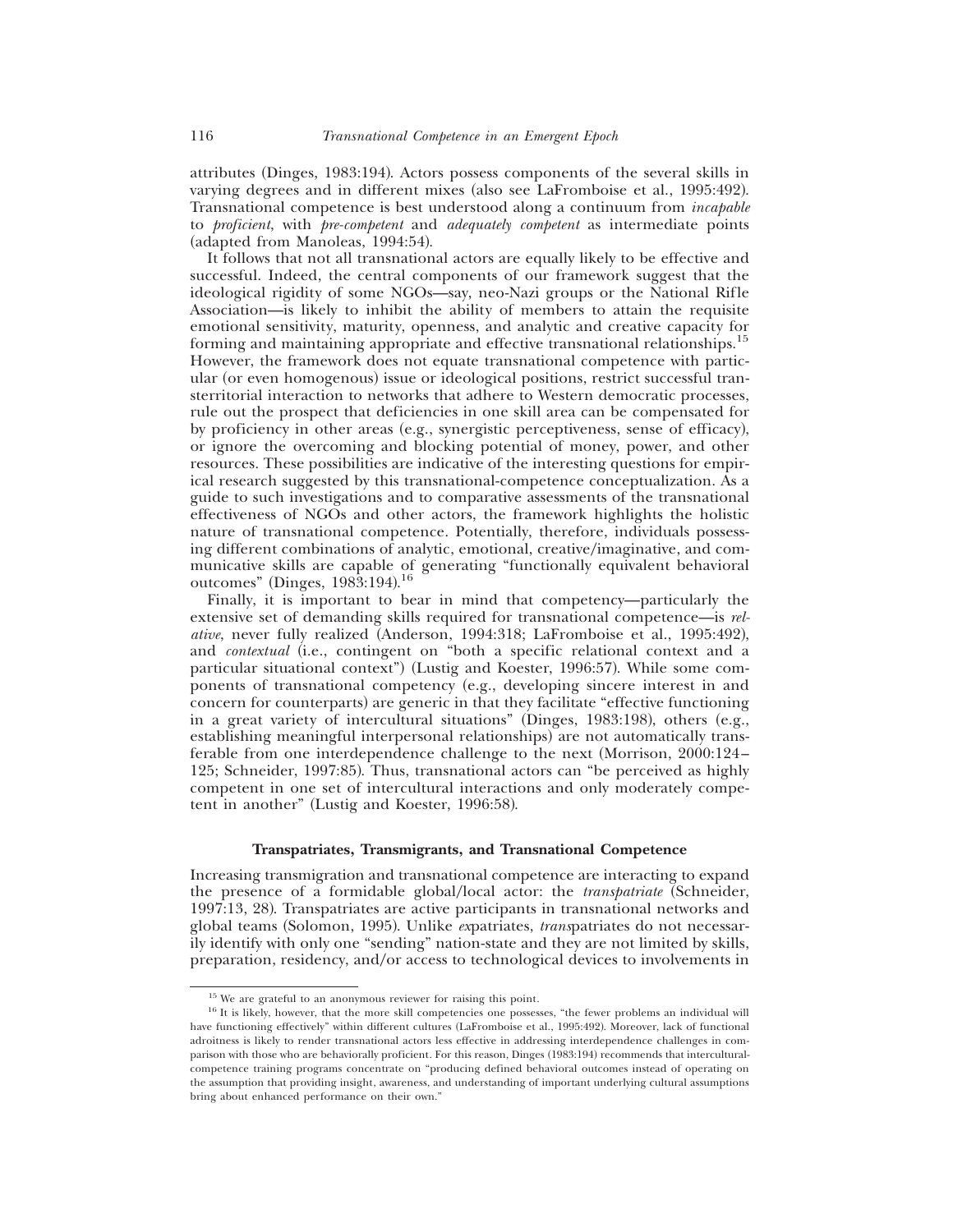attributes (Dinges, 1983:194). Actors possess components of the several skills in varying degrees and in different mixes (also see LaFromboise et al., 1995:492). Transnational competence is best understood along a continuum from *incapable* to *proficient*, with *pre-competent* and *adequately competent* as intermediate points (adapted from Manoleas, 1994:54).

It follows that not all transnational actors are equally likely to be effective and successful. Indeed, the central components of our framework suggest that the ideological rigidity of some NGOs—say, neo-Nazi groups or the National Rifle Association—is likely to inhibit the ability of members to attain the requisite emotional sensitivity, maturity, openness, and analytic and creative capacity for forming and maintaining appropriate and effective transnational relationships.[15] However, the framework does not equate transnational competence with particular (or even homogenous) issue or ideological positions, restrict successful transterritorial interaction to networks that adhere to Western democratic processes, rule out the prospect that deficiencies in one skill area can be compensated for by proficiency in other areas (e.g., synergistic perceptiveness, sense of efficacy), or ignore the overcoming and blocking potential of money, power, and other resources. These possibilities are indicative of the interesting questions for empirical research suggested by this transnational-competence conceptualization. As a guide to such investigations and to comparative assessments of the transnational effectiveness of NGOs and other actors, the framework highlights the holistic nature of transnational competence. Potentially, therefore, individuals possessing different combinations of analytic, emotional, creative/imaginative, and communicative skills are capable of generating "functionally equivalent behavioral outcomes" (Dinges, 1983:194).[16]

Finally, it is important to bear in mind that competency—particularly the extensive set of demanding skills required for transnational competence—is *relative*, never fully realized (Anderson, 1994:318; LaFromboise et al., 1995:492), and *contextual* (i.e., contingent on "both a specific relational context and a particular situational context") (Lustig and Koester, 1996:57). While some components of transnational competency (e.g., developing sincere interest in and concern for counterparts) are generic in that they facilitate "effective functioning in a great variety of intercultural situations" (Dinges, 1983:198), others (e.g., establishing meaningful interpersonal relationships) are not automatically transferable from one interdependence challenge to the next (Morrison, 2000:124–125; Schneider, 1997:85). Thus, transnational actors can "be perceived as highly competent in one set of intercultural interactions and only moderately competent in another" (Lustig and Koester, 1996:58).

## Transpatriates, Transmigrants, and Transnational Competence

Increasing transmigration and transnational competence are interacting to expand the presence of a formidable global/local actor: the *transpatriate* (Schneider, 1997:13, 28). Transpatriates are active participants in transnational networks and global teams (Solomon, 1995). Unlike *ex*patriates, *trans*patriates do not necessarily identify with only one "sending" nation-state and they are not limited by skills, preparation, residency, and/or access to technological devices to involvements in

---

[15] We are grateful to an anonymous reviewer for raising this point.

[16] It is likely, however, that the more skill competencies one possesses, "the fewer problems an individual will have functioning effectively" within different cultures (LaFromboise et al., 1995:492). Moreover, lack of functional adroitness is likely to render transnational actors less effective in addressing interdependence challenges in comparison with those who are behaviorally proficient. For this reason, Dinges (1983:194) recommends that intercultural-competence training programs concentrate on "producing defined behavioral outcomes instead of operating on the assumption that providing insight, awareness, and understanding of important underlying cultural assumptions bring about enhanced performance on their own."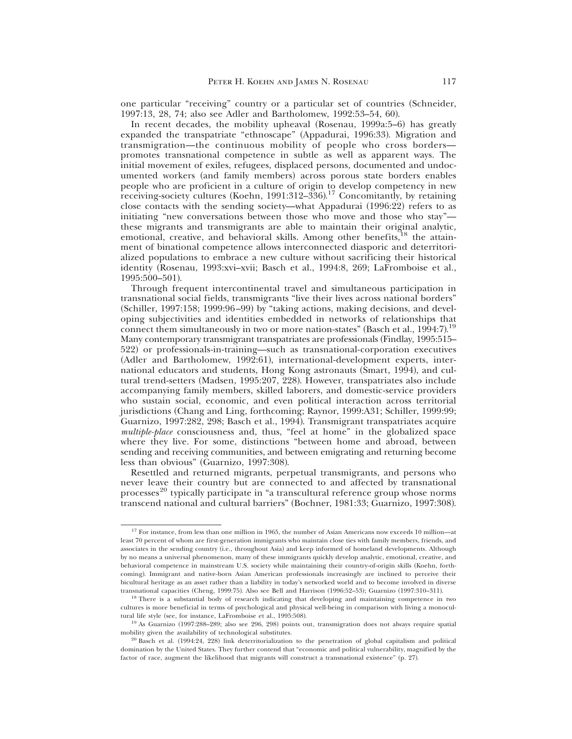one particular "receiving" country or a particular set of countries (Schneider, 1997:13, 28, 74; also see Adler and Bartholomew, 1992:53–54, 60).

In recent decades, the mobility upheaval (Rosenau, 1999a:5–6) has greatly expanded the transpatriate "ethnoscape" (Appadurai, 1996:33). Migration and transmigration—the continuous mobility of people who cross borders—promotes transnational competence in subtle as well as apparent ways. The initial movement of exiles, refugees, displaced persons, documented and undocumented workers (and family members) across porous state borders enables people who are proficient in a culture of origin to develop competency in new receiving-society cultures (Koehn, 1991:312–336).[17] Concomitantly, by retaining close contacts with the sending society—what Appadurai (1996:22) refers to as initiating "new conversations between those who move and those who stay"—these migrants and transmigrants are able to maintain their original analytic, emotional, creative, and behavioral skills. Among other benefits,[18] the attainment of binational competence allows interconnected diasporic and deterritorialized populations to embrace a new culture without sacrificing their historical identity (Rosenau, 1993:xvi–xvii; Basch et al., 1994:8, 269; LaFromboise et al., 1995:500–501).

Through frequent intercontinental travel and simultaneous participation in transnational social fields, transmigrants "live their lives across national borders" (Schiller, 1997:158; 1999:96–99) by "taking actions, making decisions, and developing subjectivities and identities embedded in networks of relationships that connect them simultaneously in two or more nation-states" (Basch et al., 1994:7).[19] Many contemporary transmigrant transpatriates are professionals (Findlay, 1995:515–522) or professionals-in-training—such as transnational-corporation executives (Adler and Bartholomew, 1992:61), international-development experts, international educators and students, Hong Kong astronauts (Smart, 1994), and cultural trend-setters (Madsen, 1995:207, 228). However, transpatriates also include accompanying family members, skilled laborers, and domestic-service providers who sustain social, economic, and even political interaction across territorial jurisdictions (Chang and Ling, forthcoming; Raynor, 1999:A31; Schiller, 1999:99; Guarnizo, 1997:282, 298; Basch et al., 1994). Transmigrant transpatriates acquire *multiple-place* consciousness and, thus, "feel at home" in the globalized space where they live. For some, distinctions "between home and abroad, between sending and receiving communities, and between emigrating and returning become less than obvious" (Guarnizo, 1997:308).

Resettled and returned migrants, perpetual transmigrants, and persons who never leave their country but are connected to and affected by transnational processes[20] typically participate in "a transcultural reference group whose norms transcend national and cultural barriers" (Bochner, 1981:33; Guarnizo, 1997:308).

---

[17] For instance, from less than one million in 1965, the number of Asian Americans now exceeds 10 million—at least 70 percent of whom are first-generation immigrants who maintain close ties with family members, friends, and associates in the sending country (i.e., throughout Asia) and keep informed of homeland developments. Although by no means a universal phenomenon, many of these immigrants quickly develop analytic, emotional, creative, and behavioral competence in mainstream U.S. society while maintaining their country-of-origin skills (Koehn, forthcoming). Immigrant and native-born Asian American professionals increasingly are inclined to perceive their bicultural heritage as an asset rather than a liability in today's networked world and to become involved in diverse transnational capacities (Cheng, 1999:75). Also see Bell and Harrison (1996:52–53); Guarnizo (1997:310–311).

[18] There is a substantial body of research indicating that developing and maintaining competence in two cultures is more beneficial in terms of psychological and physical well-being in comparison with living a monocultural life style (see, for instance, LaFromboise et al., 1995:508).

[19] As Guarnizo (1997:288–289; also see 296, 298) points out, transmigration does not always require spatial mobility given the availability of technological substitutes.

[20] Basch et al. (1994:24, 228) link deterritorialization to the penetration of global capitalism and political domination by the United States. They further contend that "economic and political vulnerability, magnified by the factor of race, augment the likelihood that migrants will construct a transnational existence" (p. 27).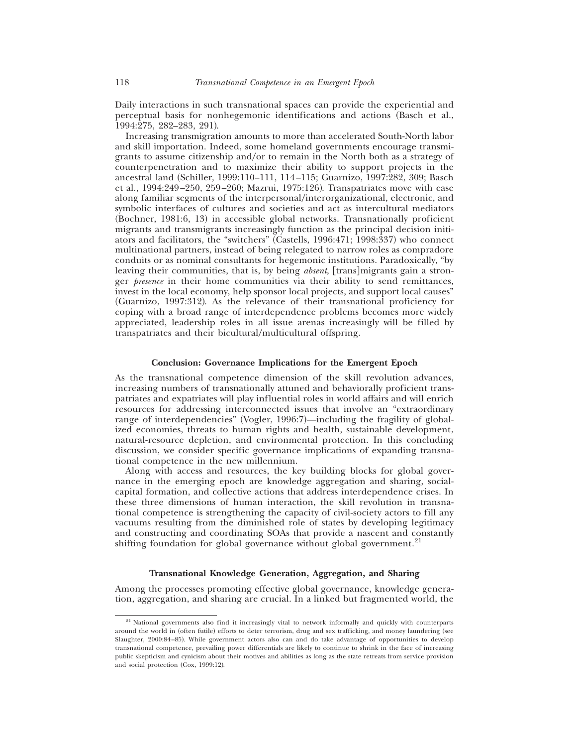Daily interactions in such transnational spaces can provide the experiential and perceptual basis for nonhegemonic identifications and actions (Basch et al., 1994:275, 282–283, 291).

Increasing transmigration amounts to more than accelerated South-North labor and skill importation. Indeed, some homeland governments encourage transmigrants to assume citizenship and/or to remain in the North both as a strategy of counterpenetration and to maximize their ability to support projects in the ancestral land (Schiller, 1999:110–111, 114–115; Guarnizo, 1997:282, 309; Basch et al., 1994:249–250, 259–260; Mazrui, 1975:126). Transpatriates move with ease along familiar segments of the interpersonal/interorganizational, electronic, and symbolic interfaces of cultures and societies and act as intercultural mediators (Bochner, 1981:6, 13) in accessible global networks. Transnationally proficient migrants and transmigrants increasingly function as the principal decision initiators and facilitators, the "switchers" (Castells, 1996:471; 1998:337) who connect multinational partners, instead of being relegated to narrow roles as compradore conduits or as nominal consultants for hegemonic institutions. Paradoxically, "by leaving their communities, that is, by being *absent*, [trans]migrants gain a stronger *presence* in their home communities via their ability to send remittances, invest in the local economy, help sponsor local projects, and support local causes" (Guarnizo, 1997:312). As the relevance of their transnational proficiency for coping with a broad range of interdependence problems becomes more widely appreciated, leadership roles in all issue arenas increasingly will be filled by transpatriates and their bicultural/multicultural offspring.

## Conclusion: Governance Implications for the Emergent Epoch

As the transnational competence dimension of the skill revolution advances, increasing numbers of transnationally attuned and behaviorally proficient transpatriates and expatriates will play influential roles in world affairs and will enrich resources for addressing interconnected issues that involve an "extraordinary range of interdependencies" (Vogler, 1996:7)—including the fragility of globalized economies, threats to human rights and health, sustainable development, natural-resource depletion, and environmental protection. In this concluding discussion, we consider specific governance implications of expanding transnational competence in the new millennium.

Along with access and resources, the key building blocks for global governance in the emerging epoch are knowledge aggregation and sharing, social-capital formation, and collective actions that address interdependence crises. In these three dimensions of human interaction, the skill revolution in transnational competence is strengthening the capacity of civil-society actors to fill any vacuums resulting from the diminished role of states by developing legitimacy and constructing and coordinating SOAs that provide a nascent and constantly shifting foundation for global governance without global government.[21]

### Transnational Knowledge Generation, Aggregation, and Sharing

Among the processes promoting effective global governance, knowledge generation, aggregation, and sharing are crucial. In a linked but fragmented world, the

[21] National governments also find it increasingly vital to network informally and quickly with counterparts around the world in (often futile) efforts to deter terrorism, drug and sex trafficking, and money laundering (see Slaughter, 2000:84–85). While government actors also can and do take advantage of opportunities to develop transnational competence, prevailing power differentials are likely to continue to shrink in the face of increasing public skepticism and cynicism about their motives and abilities as long as the state retreats from service provision and social protection (Cox, 1999:12).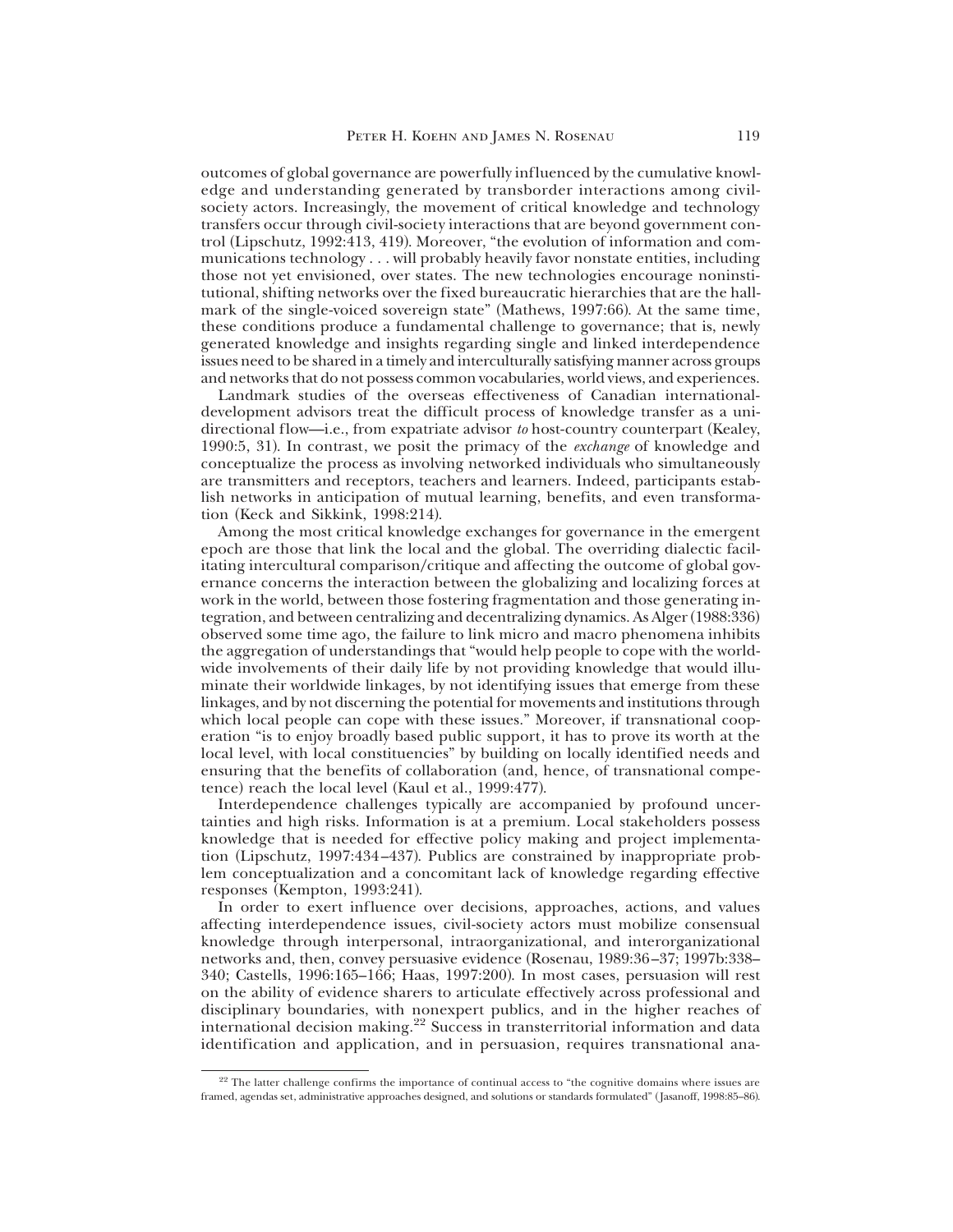outcomes of global governance are powerfully influenced by the cumulative knowledge and understanding generated by transborder interactions among civil-society actors. Increasingly, the movement of critical knowledge and technology transfers occur through civil-society interactions that are beyond government control (Lipschutz, 1992:413, 419). Moreover, "the evolution of information and communications technology . . . will probably heavily favor nonstate entities, including those not yet envisioned, over states. The new technologies encourage noninstitutional, shifting networks over the fixed bureaucratic hierarchies that are the hallmark of the single-voiced sovereign state" (Mathews, 1997:66). At the same time, these conditions produce a fundamental challenge to governance; that is, newly generated knowledge and insights regarding single and linked interdependence issues need to be shared in a timely and interculturally satisfying manner across groups and networks that do not possess common vocabularies, world views, and experiences.

Landmark studies of the overseas effectiveness of Canadian international-development advisors treat the difficult process of knowledge transfer as a unidirectional flow—i.e., from expatriate advisor *to* host-country counterpart (Kealey, 1990:5, 31). In contrast, we posit the primacy of the *exchange* of knowledge and conceptualize the process as involving networked individuals who simultaneously are transmitters and receptors, teachers and learners. Indeed, participants establish networks in anticipation of mutual learning, benefits, and even transformation (Keck and Sikkink, 1998:214).

Among the most critical knowledge exchanges for governance in the emergent epoch are those that link the local and the global. The overriding dialectic facilitating intercultural comparison/critique and affecting the outcome of global governance concerns the interaction between the globalizing and localizing forces at work in the world, between those fostering fragmentation and those generating integration, and between centralizing and decentralizing dynamics. As Alger (1988:336) observed some time ago, the failure to link micro and macro phenomena inhibits the aggregation of understandings that "would help people to cope with the worldwide involvements of their daily life by not providing knowledge that would illuminate their worldwide linkages, by not identifying issues that emerge from these linkages, and by not discerning the potential for movements and institutions through which local people can cope with these issues." Moreover, if transnational cooperation "is to enjoy broadly based public support, it has to prove its worth at the local level, with local constituencies" by building on locally identified needs and ensuring that the benefits of collaboration (and, hence, of transnational competence) reach the local level (Kaul et al., 1999:477).

Interdependence challenges typically are accompanied by profound uncertainties and high risks. Information is at a premium. Local stakeholders possess knowledge that is needed for effective policy making and project implementation (Lipschutz, 1997:434–437). Publics are constrained by inappropriate problem conceptualization and a concomitant lack of knowledge regarding effective responses (Kempton, 1993:241).

In order to exert influence over decisions, approaches, actions, and values affecting interdependence issues, civil-society actors must mobilize consensual knowledge through interpersonal, intraorganizational, and interorganizational networks and, then, convey persuasive evidence (Rosenau, 1989:36–37; 1997b:338–340; Castells, 1996:165–166; Haas, 1997:200). In most cases, persuasion will rest on the ability of evidence sharers to articulate effectively across professional and disciplinary boundaries, with nonexpert publics, and in the higher reaches of international decision making.[22] Success in transterritorial information and data identification and application, and in persuasion, requires transnational ana-

[22] The latter challenge confirms the importance of continual access to "the cognitive domains where issues are framed, agendas set, administrative approaches designed, and solutions or standards formulated" (Jasanoff, 1998:85–86).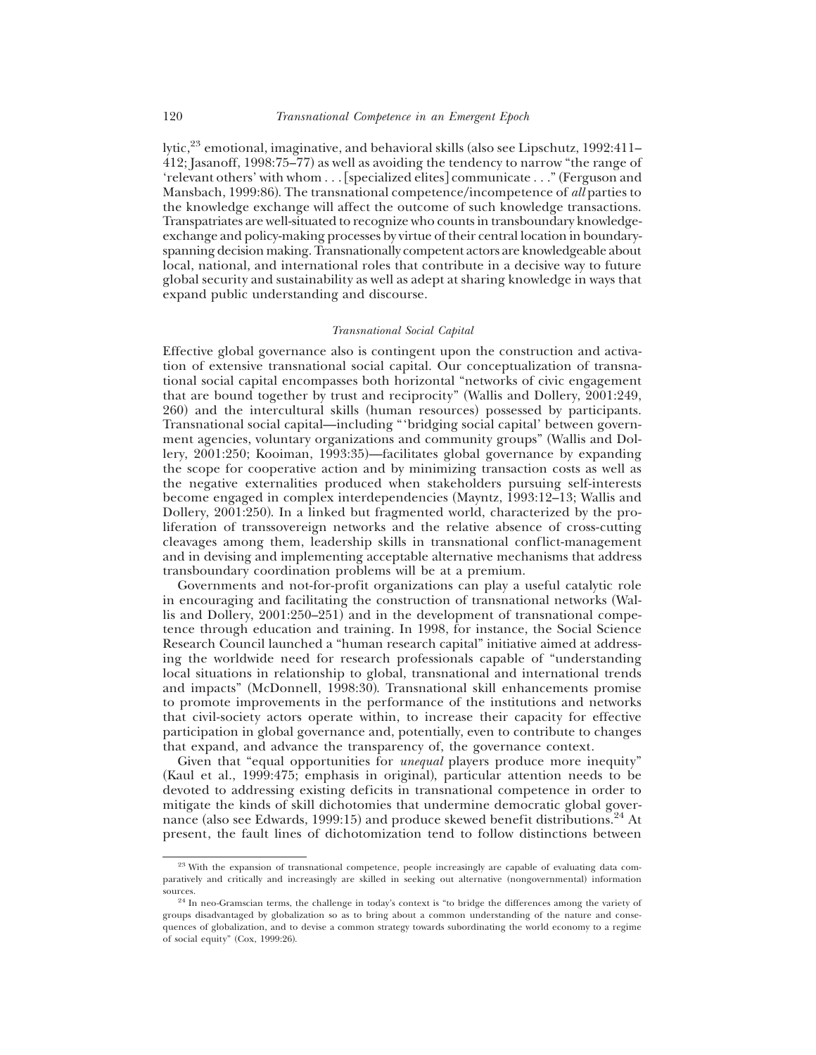lytic,[23] emotional, imaginative, and behavioral skills (also see Lipschutz, 1992:411–412; Jasanoff, 1998:75–77) as well as avoiding the tendency to narrow "the range of 'relevant others' with whom . . . [specialized elites] communicate . . ." (Ferguson and Mansbach, 1999:86). The transnational competence/incompetence of *all* parties to the knowledge exchange will affect the outcome of such knowledge transactions. Transpatriates are well-situated to recognize who counts in transboundary knowledge-exchange and policy-making processes by virtue of their central location in boundary-spanning decision making. Transnationally competent actors are knowledgeable about local, national, and international roles that contribute in a decisive way to future global security and sustainability as well as adept at sharing knowledge in ways that expand public understanding and discourse.

### *Transnational Social Capital*

Effective global governance also is contingent upon the construction and activation of extensive transnational social capital. Our conceptualization of transnational social capital encompasses both horizontal "networks of civic engagement that are bound together by trust and reciprocity" (Wallis and Dollery, 2001:249, 260) and the intercultural skills (human resources) possessed by participants. Transnational social capital—including "'bridging social capital' between government agencies, voluntary organizations and community groups" (Wallis and Dollery, 2001:250; Kooiman, 1993:35)—facilitates global governance by expanding the scope for cooperative action and by minimizing transaction costs as well as the negative externalities produced when stakeholders pursuing self-interests become engaged in complex interdependencies (Mayntz, 1993:12–13; Wallis and Dollery, 2001:250). In a linked but fragmented world, characterized by the proliferation of transsovereign networks and the relative absence of cross-cutting cleavages among them, leadership skills in transnational conflict-management and in devising and implementing acceptable alternative mechanisms that address transboundary coordination problems will be at a premium.

Governments and not-for-profit organizations can play a useful catalytic role in encouraging and facilitating the construction of transnational networks (Wallis and Dollery, 2001:250–251) and in the development of transnational competence through education and training. In 1998, for instance, the Social Science Research Council launched a "human research capital" initiative aimed at addressing the worldwide need for research professionals capable of "understanding local situations in relationship to global, transnational and international trends and impacts" (McDonnell, 1998:30). Transnational skill enhancements promise to promote improvements in the performance of the institutions and networks that civil-society actors operate within, to increase their capacity for effective participation in global governance and, potentially, even to contribute to changes that expand, and advance the transparency of, the governance context.

Given that "equal opportunities for *unequal* players produce more inequity" (Kaul et al., 1999:475; emphasis in original), particular attention needs to be devoted to addressing existing deficits in transnational competence in order to mitigate the kinds of skill dichotomies that undermine democratic global governance (also see Edwards, 1999:15) and produce skewed benefit distributions.[24] At present, the fault lines of dichotomization tend to follow distinctions between

---

[23] With the expansion of transnational competence, people increasingly are capable of evaluating data comparatively and critically and increasingly are skilled in seeking out alternative (nongovernmental) information sources.

[24] In neo-Gramscian terms, the challenge in today's context is "to bridge the differences among the variety of groups disadvantaged by globalization so as to bring about a common understanding of the nature and consequences of globalization, and to devise a common strategy towards subordinating the world economy to a regime of social equity" (Cox, 1999:26).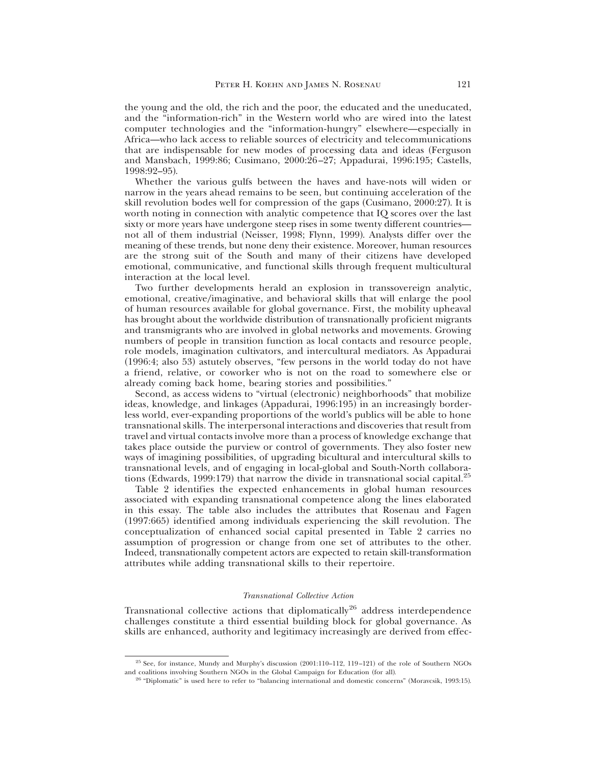the young and the old, the rich and the poor, the educated and the uneducated, and the "information-rich" in the Western world who are wired into the latest computer technologies and the "information-hungry" elsewhere—especially in Africa—who lack access to reliable sources of electricity and telecommunications that are indispensable for new modes of processing data and ideas (Ferguson and Mansbach, 1999:86; Cusimano, 2000:26–27; Appadurai, 1996:195; Castells, 1998:92–95).

Whether the various gulfs between the haves and have-nots will widen or narrow in the years ahead remains to be seen, but continuing acceleration of the skill revolution bodes well for compression of the gaps (Cusimano, 2000:27). It is worth noting in connection with analytic competence that IQ scores over the last sixty or more years have undergone steep rises in some twenty different countries—not all of them industrial (Neisser, 1998; Flynn, 1999). Analysts differ over the meaning of these trends, but none deny their existence. Moreover, human resources are the strong suit of the South and many of their citizens have developed emotional, communicative, and functional skills through frequent multicultural interaction at the local level.

Two further developments herald an explosion in transsovereign analytic, emotional, creative/imaginative, and behavioral skills that will enlarge the pool of human resources available for global governance. First, the mobility upheaval has brought about the worldwide distribution of transnationally proficient migrants and transmigrants who are involved in global networks and movements. Growing numbers of people in transition function as local contacts and resource people, role models, imagination cultivators, and intercultural mediators. As Appadurai (1996:4; also 53) astutely observes, "few persons in the world today do not have a friend, relative, or coworker who is not on the road to somewhere else or already coming back home, bearing stories and possibilities."

Second, as access widens to "virtual (electronic) neighborhoods" that mobilize ideas, knowledge, and linkages (Appadurai, 1996:195) in an increasingly borderless world, ever-expanding proportions of the world's publics will be able to hone transnational skills. The interpersonal interactions and discoveries that result from travel and virtual contacts involve more than a process of knowledge exchange that takes place outside the purview or control of governments. They also foster new ways of imagining possibilities, of upgrading bicultural and intercultural skills to transnational levels, and of engaging in local-global and South-North collaborations (Edwards, 1999:179) that narrow the divide in transnational social capital.[25]

Table 2 identifies the expected enhancements in global human resources associated with expanding transnational competence along the lines elaborated in this essay. The table also includes the attributes that Rosenau and Fagen (1997:665) identified among individuals experiencing the skill revolution. The conceptualization of enhanced social capital presented in Table 2 carries no assumption of progression or change from one set of attributes to the other. Indeed, transnationally competent actors are expected to retain skill-transformation attributes while adding transnational skills to their repertoire.

### *Transnational Collective Action*

Transnational collective actions that diplomatically[26] address interdependence challenges constitute a third essential building block for global governance. As skills are enhanced, authority and legitimacy increasingly are derived from effec-

---

[25] See, for instance, Mundy and Murphy's discussion (2001:110–112, 119–121) of the role of Southern NGOs and coalitions involving Southern NGOs in the Global Campaign for Education (for all).

[26] "Diplomatic" is used here to refer to "balancing international and domestic concerns" (Moravcsik, 1993:15).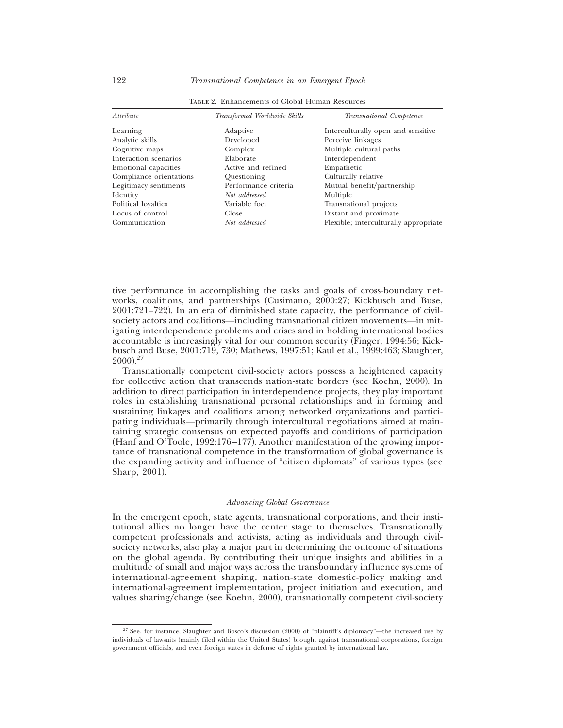Table 2. Enhancements of Global Human Resources

| *Attribute* | *Transformed Worldwide Skills* | *Transnational Competence* |
|---|---|---|
| Learning | Adaptive | Interculturally open and sensitive |
| Analytic skills | Developed | Perceive linkages |
| Cognitive maps | Complex | Multiple cultural paths |
| Interaction scenarios | Elaborate | Interdependent |
| Emotional capacities | Active and refined | Empathetic |
| Compliance orientations | Questioning | Culturally relative |
| Legitimacy sentiments | Performance criteria | Mutual benefit/partnership |
| Identity | *Not addressed* | Multiple |
| Political loyalties | Variable foci | Transnational projects |
| Locus of control | Close | Distant and proximate |
| Communication | *Not addressed* | Flexible; interculturally appropriate |

tive performance in accomplishing the tasks and goals of cross-boundary networks, coalitions, and partnerships (Cusimano, 2000:27; Kickbusch and Buse, 2001:721–722). In an era of diminished state capacity, the performance of civil-society actors and coalitions—including transnational citizen movements—in mitigating interdependence problems and crises and in holding international bodies accountable is increasingly vital for our common security (Finger, 1994:56; Kickbusch and Buse, 2001:719, 730; Mathews, 1997:51; Kaul et al., 1999:463; Slaughter, 2000).[27]

Transnationally competent civil-society actors possess a heightened capacity for collective action that transcends nation-state borders (see Koehn, 2000). In addition to direct participation in interdependence projects, they play important roles in establishing transnational personal relationships and in forming and sustaining linkages and coalitions among networked organizations and participating individuals—primarily through intercultural negotiations aimed at maintaining strategic consensus on expected payoffs and conditions of participation (Hanf and O'Toole, 1992:176–177). Another manifestation of the growing importance of transnational competence in the transformation of global governance is the expanding activity and influence of "citizen diplomats" of various types (see Sharp, 2001).

### *Advancing Global Governance*

In the emergent epoch, state agents, transnational corporations, and their institutional allies no longer have the center stage to themselves. Transnationally competent professionals and activists, acting as individuals and through civil-society networks, also play a major part in determining the outcome of situations on the global agenda. By contributing their unique insights and abilities in a multitude of small and major ways across the transboundary influence systems of international-agreement shaping, nation-state domestic-policy making and international-agreement implementation, project initiation and execution, and values sharing/change (see Koehn, 2000), transnationally competent civil-society

[27] See, for instance, Slaughter and Bosco's discussion (2000) of "plaintiff's diplomacy"—the increased use by individuals of lawsuits (mainly filed within the United States) brought against transnational corporations, foreign government officials, and even foreign states in defense of rights granted by international law.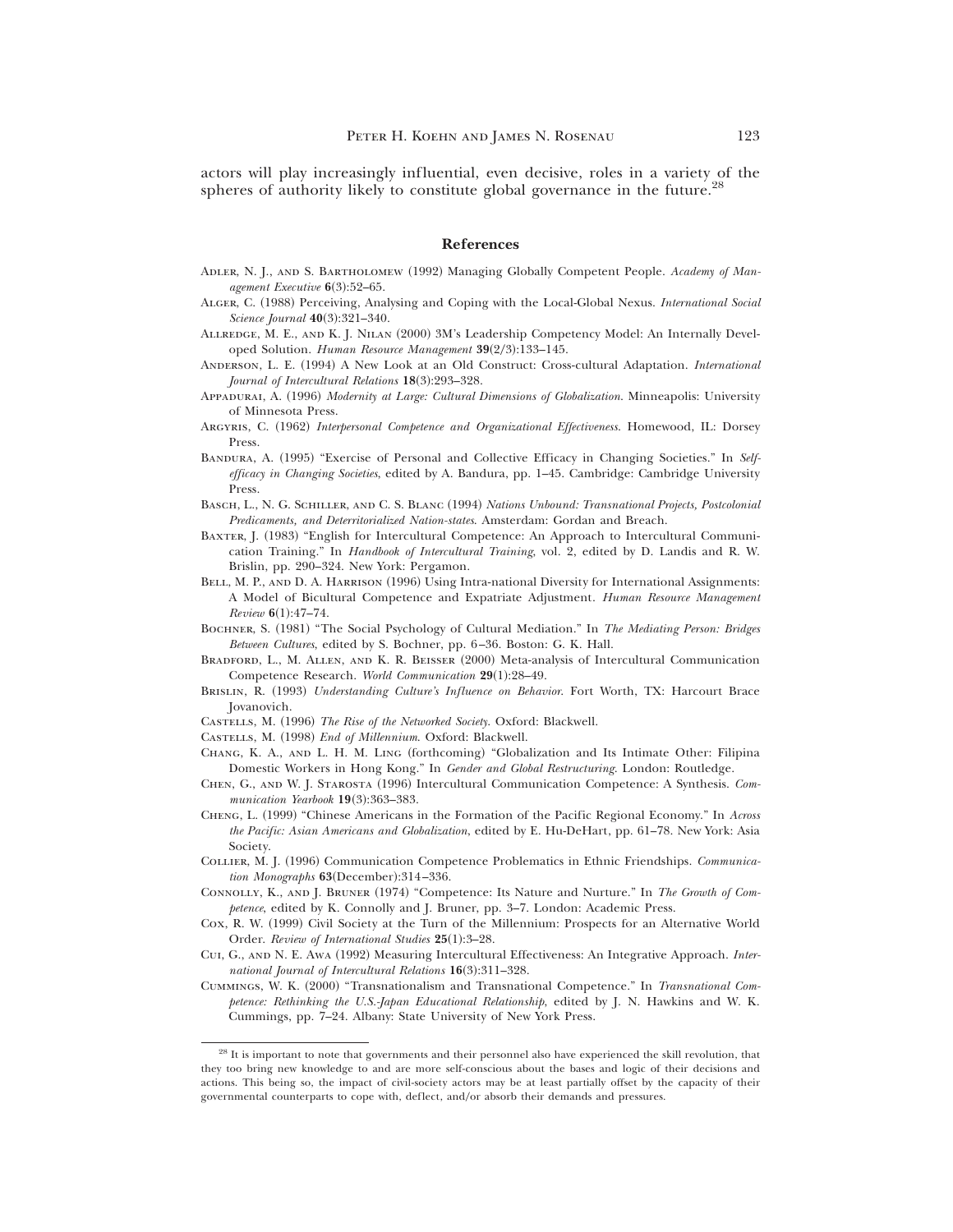actors will play increasingly influential, even decisive, roles in a variety of the spheres of authority likely to constitute global governance in the future.[28]

## References

Adler, N. J., and S. Bartholomew (1992) Managing Globally Competent People. *Academy of Management Executive* **6**(3):52–65.

Alger, C. (1988) Perceiving, Analysing and Coping with the Local-Global Nexus. *International Social Science Journal* **40**(3):321–340.

Allredge, M. E., and K. J. Nilan (2000) 3M's Leadership Competency Model: An Internally Developed Solution. *Human Resource Management* **39**(2/3):133–145.

Anderson, L. E. (1994) A New Look at an Old Construct: Cross-cultural Adaptation. *International Journal of Intercultural Relations* **18**(3):293–328.

Appadurai, A. (1996) *Modernity at Large: Cultural Dimensions of Globalization*. Minneapolis: University of Minnesota Press.

Argyris, C. (1962) *Interpersonal Competence and Organizational Effectiveness*. Homewood, IL: Dorsey Press.

Bandura, A. (1995) "Exercise of Personal and Collective Efficacy in Changing Societies." In *Self-efficacy in Changing Societies*, edited by A. Bandura, pp. 1–45. Cambridge: Cambridge University Press.

Basch, L., N. G. Schiller, and C. S. Blanc (1994) *Nations Unbound: Transnational Projects, Postcolonial Predicaments, and Deterritorialized Nation-states*. Amsterdam: Gordan and Breach.

Baxter, J. (1983) "English for Intercultural Competence: An Approach to Intercultural Communication Training." In *Handbook of Intercultural Training*, vol. 2, edited by D. Landis and R. W. Brislin, pp. 290–324. New York: Pergamon.

Bell, M. P., and D. A. Harrison (1996) Using Intra-national Diversity for International Assignments: A Model of Bicultural Competence and Expatriate Adjustment. *Human Resource Management Review* **6**(1):47–74.

Bochner, S. (1981) "The Social Psychology of Cultural Mediation." In *The Mediating Person: Bridges Between Cultures*, edited by S. Bochner, pp. 6–36. Boston: G. K. Hall.

Bradford, L., M. Allen, and K. R. Beisser (2000) Meta-analysis of Intercultural Communication Competence Research. *World Communication* **29**(1):28–49.

Brislin, R. (1993) *Understanding Culture's Influence on Behavior*. Fort Worth, TX: Harcourt Brace Jovanovich.

Castells, M. (1996) *The Rise of the Networked Society*. Oxford: Blackwell.

Castells, M. (1998) *End of Millennium*. Oxford: Blackwell.

Chang, K. A., and L. H. M. Ling (forthcoming) "Globalization and Its Intimate Other: Filipina Domestic Workers in Hong Kong." In *Gender and Global Restructuring*. London: Routledge.

Chen, G., and W. J. Starosta (1996) Intercultural Communication Competence: A Synthesis. *Communication Yearbook* **19**(3):363–383.

Cheng, L. (1999) "Chinese Americans in the Formation of the Pacific Regional Economy." In *Across the Pacific: Asian Americans and Globalization*, edited by E. Hu-DeHart, pp. 61–78. New York: Asia Society.

Collier, M. J. (1996) Communication Competence Problematics in Ethnic Friendships. *Communication Monographs* **63**(December):314–336.

Connolly, K., and J. Bruner (1974) "Competence: Its Nature and Nurture." In *The Growth of Competence*, edited by K. Connolly and J. Bruner, pp. 3–7. London: Academic Press.

Cox, R. W. (1999) Civil Society at the Turn of the Millennium: Prospects for an Alternative World Order. *Review of International Studies* **25**(1):3–28.

Cui, G., and N. E. Awa (1992) Measuring Intercultural Effectiveness: An Integrative Approach. *International Journal of Intercultural Relations* **16**(3):311–328.

Cummings, W. K. (2000) "Transnationalism and Transnational Competence." In *Transnational Competence: Rethinking the U.S.-Japan Educational Relationship*, edited by J. N. Hawkins and W. K. Cummings, pp. 7–24. Albany: State University of New York Press.

[28] It is important to note that governments and their personnel also have experienced the skill revolution, that they too bring new knowledge to and are more self-conscious about the bases and logic of their decisions and actions. This being so, the impact of civil-society actors may be at least partially offset by the capacity of their governmental counterparts to cope with, deflect, and/or absorb their demands and pressures.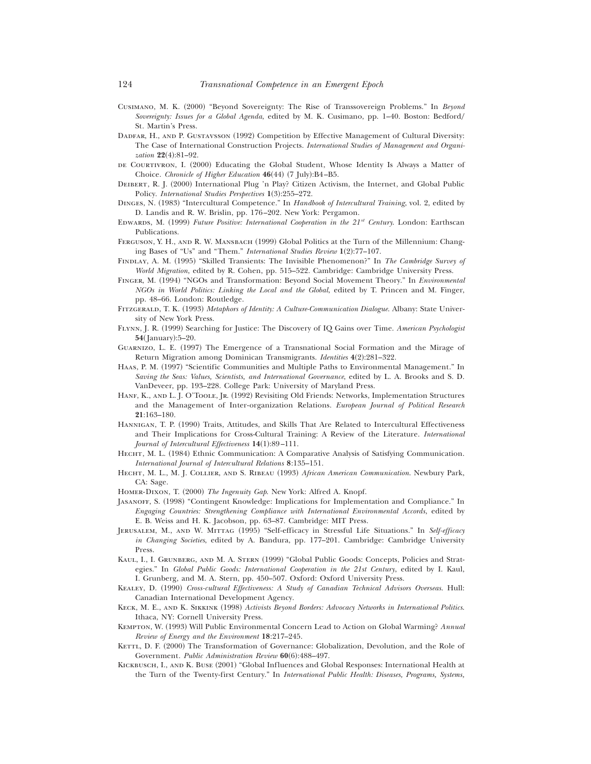Cusimano, M. K. (2000) "Beyond Sovereignty: The Rise of Transsovereign Problems." In *Beyond Sovereignty: Issues for a Global Agenda*, edited by M. K. Cusimano, pp. 1–40. Boston: Bedford/St. Martin's Press.

Dadfar, H., and P. Gustavsson (1992) Competition by Effective Management of Cultural Diversity: The Case of International Construction Projects. *International Studies of Management and Organization* **22**(4):81–92.

de Courtivron, I. (2000) Educating the Global Student, Whose Identity Is Always a Matter of Choice. *Chronicle of Higher Education* **46**(44) (7 July):B4–B5.

Deibert, R. J. (2000) International Plug 'n Play? Citizen Activism, the Internet, and Global Public Policy. *International Studies Perspectives* **1**(3):255–272.

Dinges, N. (1983) "Intercultural Competence." In *Handbook of Intercultural Training*, vol. 2, edited by D. Landis and R. W. Brislin, pp. 176–202. New York: Pergamon.

Edwards, M. (1999) *Future Positive: International Cooperation in the 21st Century*. London: Earthscan Publications.

Ferguson, Y. H., and R. W. Mansbach (1999) Global Politics at the Turn of the Millennium: Changing Bases of "Us" and "Them." *International Studies Review* **1**(2):77–107.

Findlay, A. M. (1995) "Skilled Transients: The Invisible Phenomenon?" In *The Cambridge Survey of World Migration*, edited by R. Cohen, pp. 515–522. Cambridge: Cambridge University Press.

Finger, M. (1994) "NGOs and Transformation: Beyond Social Movement Theory." In *Environmental NGOs in World Politics: Linking the Local and the Global*, edited by T. Princen and M. Finger, pp. 48–66. London: Routledge.

Fitzgerald, T. K. (1993) *Metaphors of Identity: A Culture-Communication Dialogue*. Albany: State University of New York Press.

Flynn, J. R. (1999) Searching for Justice: The Discovery of IQ Gains over Time. *American Psychologist* **54**(January):5–20.

Guarnizo, L. E. (1997) The Emergence of a Transnational Social Formation and the Mirage of Return Migration among Dominican Transmigrants. *Identities* **4**(2):281–322.

Haas, P. M. (1997) "Scientific Communities and Multiple Paths to Environmental Management." In *Saving the Seas: Values, Scientists, and International Governance*, edited by L. A. Brooks and S. D. VanDeveer, pp. 193–228. College Park: University of Maryland Press.

Hanf, K., and L. J. O'Toole, Jr. (1992) Revisiting Old Friends: Networks, Implementation Structures and the Management of Inter-organization Relations. *European Journal of Political Research* **21**:163–180.

Hannigan, T. P. (1990) Traits, Attitudes, and Skills That Are Related to Intercultural Effectiveness and Their Implications for Cross-Cultural Training: A Review of the Literature. *International Journal of Intercultural Effectiveness* **14**(1):89–111.

Hecht, M. L. (1984) Ethnic Communication: A Comparative Analysis of Satisfying Communication. *International Journal of Intercultural Relations* **8**:135–151.

Hecht, M. L., M. J. Collier, and S. Ribeau (1993) *African American Communication*. Newbury Park, CA: Sage.

Homer-Dixon, T. (2000) *The Ingenuity Gap*. New York: Alfred A. Knopf.

Jasanoff, S. (1998) "Contingent Knowledge: Implications for Implementation and Compliance." In *Engaging Countries: Strengthening Compliance with International Environmental Accords*, edited by E. B. Weiss and H. K. Jacobson, pp. 63–87. Cambridge: MIT Press.

Jerusalem, M., and W. Mittag (1995) "Self-efficacy in Stressful Life Situations." In *Self-efficacy in Changing Societies*, edited by A. Bandura, pp. 177–201. Cambridge: Cambridge University Press.

Kaul, I., I. Grunberg, and M. A. Stern (1999) "Global Public Goods: Concepts, Policies and Strategies." In *Global Public Goods: International Cooperation in the 21st Century*, edited by I. Kaul, I. Grunberg, and M. A. Stern, pp. 450–507. Oxford: Oxford University Press.

Kealey, D. (1990) *Cross-cultural Effectiveness: A Study of Canadian Technical Advisors Overseas*. Hull: Canadian International Development Agency.

Keck, M. E., and K. Sikkink (1998) *Activists Beyond Borders: Advocacy Networks in International Politics*. Ithaca, NY: Cornell University Press.

Kempton, W. (1993) Will Public Environmental Concern Lead to Action on Global Warming? *Annual Review of Energy and the Environment* **18**:217–245.

Kettl, D. F. (2000) The Transformation of Governance: Globalization, Devolution, and the Role of Government. *Public Administration Review* **60**(6):488–497.

Kickbusch, I., and K. Buse (2001) "Global Influences and Global Responses: International Health at the Turn of the Twenty-first Century." In *International Public Health: Diseases, Programs, Systems,*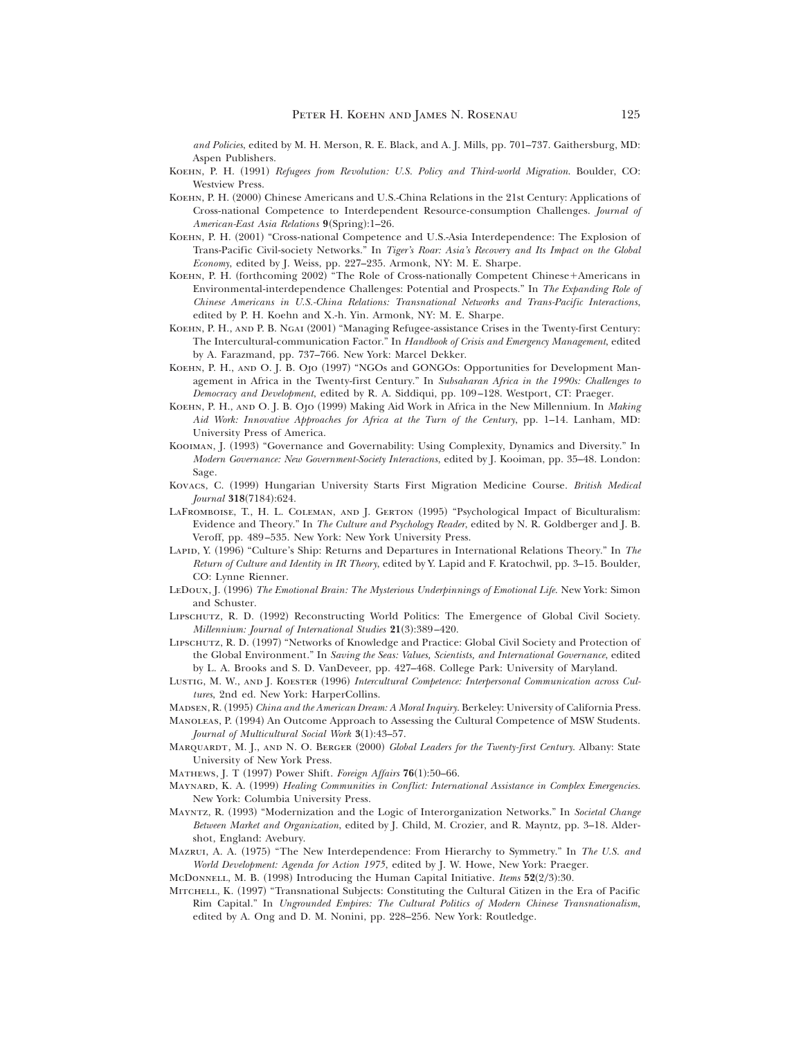*and Policies*, edited by M. H. Merson, R. E. Black, and A. J. Mills, pp. 701–737. Gaithersburg, MD: Aspen Publishers.

Koehn, P. H. (1991) *Refugees from Revolution: U.S. Policy and Third-world Migration*. Boulder, CO: Westview Press.

Koehn, P. H. (2000) Chinese Americans and U.S.-China Relations in the 21st Century: Applications of Cross-national Competence to Interdependent Resource-consumption Challenges. *Journal of American-East Asia Relations* **9**(Spring):1–26.

Koehn, P. H. (2001) "Cross-national Competence and U.S.-Asia Interdependence: The Explosion of Trans-Pacific Civil-society Networks." In *Tiger's Roar: Asia's Recovery and Its Impact on the Global Economy*, edited by J. Weiss, pp. 227–235. Armonk, NY: M. E. Sharpe.

Koehn, P. H. (forthcoming 2002) "The Role of Cross-nationally Competent Chinese+Americans in Environmental-interdependence Challenges: Potential and Prospects." In *The Expanding Role of Chinese Americans in U.S.-China Relations: Transnational Networks and Trans-Pacific Interactions*, edited by P. H. Koehn and X.-h. Yin. Armonk, NY: M. E. Sharpe.

Koehn, P. H., and P. B. Ngai (2001) "Managing Refugee-assistance Crises in the Twenty-first Century: The Intercultural-communication Factor." In *Handbook of Crisis and Emergency Management*, edited by A. Farazmand, pp. 737–766. New York: Marcel Dekker.

Koehn, P. H., and O. J. B. Ojo (1997) "NGOs and GONGOs: Opportunities for Development Management in Africa in the Twenty-first Century." In *Subsaharan Africa in the 1990s: Challenges to Democracy and Development*, edited by R. A. Siddiqui, pp. 109–128. Westport, CT: Praeger.

Koehn, P. H., and O. J. B. Ojo (1999) Making Aid Work in Africa in the New Millennium. In *Making Aid Work: Innovative Approaches for Africa at the Turn of the Century*, pp. 1–14. Lanham, MD: University Press of America.

Kooiman, J. (1993) "Governance and Governability: Using Complexity, Dynamics and Diversity." In *Modern Governance: New Government-Society Interactions*, edited by J. Kooiman, pp. 35–48. London: Sage.

Kovacs, C. (1999) Hungarian University Starts First Migration Medicine Course. *British Medical Journal* **318**(7184):624.

LaFromboise, T., H. L. Coleman, and J. Gerton (1995) "Psychological Impact of Biculturalism: Evidence and Theory." In *The Culture and Psychology Reader*, edited by N. R. Goldberger and J. B. Veroff, pp. 489–535. New York: New York University Press.

Lapid, Y. (1996) "Culture's Ship: Returns and Departures in International Relations Theory." In *The Return of Culture and Identity in IR Theory*, edited by Y. Lapid and F. Kratochwil, pp. 3–15. Boulder, CO: Lynne Rienner.

LeDoux, J. (1996) *The Emotional Brain: The Mysterious Underpinnings of Emotional Life*. New York: Simon and Schuster.

Lipschutz, R. D. (1992) Reconstructing World Politics: The Emergence of Global Civil Society. *Millennium: Journal of International Studies* **21**(3):389–420.

Lipschutz, R. D. (1997) "Networks of Knowledge and Practice: Global Civil Society and Protection of the Global Environment." In *Saving the Seas: Values, Scientists, and International Governance*, edited by L. A. Brooks and S. D. VanDeveer, pp. 427–468. College Park: University of Maryland.

Lustig, M. W., and J. Koester (1996) *Intercultural Competence: Interpersonal Communication across Cultures*, 2nd ed. New York: HarperCollins.

Madsen, R. (1995) *China and the American Dream: A Moral Inquiry*. Berkeley: University of California Press.

Manoleas, P. (1994) An Outcome Approach to Assessing the Cultural Competence of MSW Students. *Journal of Multicultural Social Work* **3**(1):43–57.

Marquardt, M. J., and N. O. Berger (2000) *Global Leaders for the Twenty-first Century*. Albany: State University of New York Press.

Mathews, J. T (1997) Power Shift. *Foreign Affairs* **76**(1):50–66.

Maynard, K. A. (1999) *Healing Communities in Conflict: International Assistance in Complex Emergencies*. New York: Columbia University Press.

Mayntz, R. (1993) "Modernization and the Logic of Interorganization Networks." In *Societal Change Between Market and Organization*, edited by J. Child, M. Crozier, and R. Mayntz, pp. 3–18. Aldershot, England: Avebury.

Mazrui, A. A. (1975) "The New Interdependence: From Hierarchy to Symmetry." In *The U.S. and World Development: Agenda for Action 1975*, edited by J. W. Howe, New York: Praeger.

McDonnell, M. B. (1998) Introducing the Human Capital Initiative. *Items* **52**(2/3):30.

Mitchell, K. (1997) "Transnational Subjects: Constituting the Cultural Citizen in the Era of Pacific Rim Capital." In *Ungrounded Empires: The Cultural Politics of Modern Chinese Transnationalism*, edited by A. Ong and D. M. Nonini, pp. 228–256. New York: Routledge.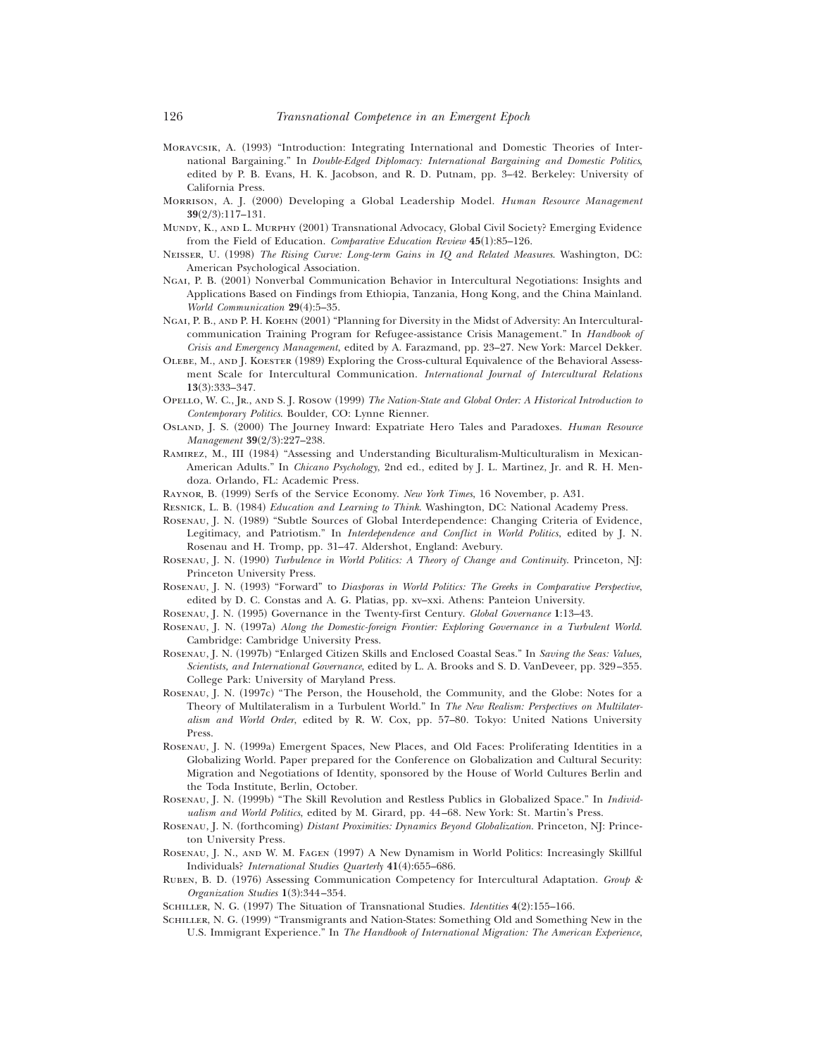Moravcsik, A. (1993) "Introduction: Integrating International and Domestic Theories of International Bargaining." In *Double-Edged Diplomacy: International Bargaining and Domestic Politics*, edited by P. B. Evans, H. K. Jacobson, and R. D. Putnam, pp. 3–42. Berkeley: University of California Press.

Morrison, A. J. (2000) Developing a Global Leadership Model. *Human Resource Management* **39**(2/3):117–131.

Mundy, K., and L. Murphy (2001) Transnational Advocacy, Global Civil Society? Emerging Evidence from the Field of Education. *Comparative Education Review* **45**(1):85–126.

Neisser, U. (1998) *The Rising Curve: Long-term Gains in IQ and Related Measures*. Washington, DC: American Psychological Association.

Ngai, P. B. (2001) Nonverbal Communication Behavior in Intercultural Negotiations: Insights and Applications Based on Findings from Ethiopia, Tanzania, Hong Kong, and the China Mainland. *World Communication* **29**(4):5–35.

Ngai, P. B., and P. H. Koehn (2001) "Planning for Diversity in the Midst of Adversity: An Intercultural-communication Training Program for Refugee-assistance Crisis Management." In *Handbook of Crisis and Emergency Management*, edited by A. Farazmand, pp. 23–27. New York: Marcel Dekker.

Olebe, M., and J. Koester (1989) Exploring the Cross-cultural Equivalence of the Behavioral Assessment Scale for Intercultural Communication. *International Journal of Intercultural Relations* **13**(3):333–347.

Opello, W. C., Jr., and S. J. Rosow (1999) *The Nation-State and Global Order: A Historical Introduction to Contemporary Politics*. Boulder, CO: Lynne Rienner.

Osland, J. S. (2000) The Journey Inward: Expatriate Hero Tales and Paradoxes. *Human Resource Management* **39**(2/3):227–238.

Ramirez, M., III (1984) "Assessing and Understanding Biculturalism-Multiculturalism in Mexican-American Adults." In *Chicano Psychology*, 2nd ed., edited by J. L. Martinez, Jr. and R. H. Mendoza. Orlando, FL: Academic Press.

Raynor, B. (1999) Serfs of the Service Economy. *New York Times*, 16 November, p. A31.

Resnick, L. B. (1984) *Education and Learning to Think*. Washington, DC: National Academy Press.

Rosenau, J. N. (1989) "Subtle Sources of Global Interdependence: Changing Criteria of Evidence, Legitimacy, and Patriotism." In *Interdependence and Conflict in World Politics*, edited by J. N. Rosenau and H. Tromp, pp. 31–47. Aldershot, England: Avebury.

Rosenau, J. N. (1990) *Turbulence in World Politics: A Theory of Change and Continuity*. Princeton, NJ: Princeton University Press.

Rosenau, J. N. (1993) "Forward" to *Diasporas in World Politics: The Greeks in Comparative Perspective*, edited by D. C. Constas and A. G. Platias, pp. xv–xxi. Athens: Panteion University.

Rosenau, J. N. (1995) Governance in the Twenty-first Century. *Global Governance* **1**:13–43.

Rosenau, J. N. (1997a) *Along the Domestic-foreign Frontier: Exploring Governance in a Turbulent World*. Cambridge: Cambridge University Press.

Rosenau, J. N. (1997b) "Enlarged Citizen Skills and Enclosed Coastal Seas." In *Saving the Seas: Values, Scientists, and International Governance*, edited by L. A. Brooks and S. D. VanDeveer, pp. 329–355. College Park: University of Maryland Press.

Rosenau, J. N. (1997c) "The Person, the Household, the Community, and the Globe: Notes for a Theory of Multilateralism in a Turbulent World." In *The New Realism: Perspectives on Multilateralism and World Order*, edited by R. W. Cox, pp. 57–80. Tokyo: United Nations University Press.

Rosenau, J. N. (1999a) Emergent Spaces, New Places, and Old Faces: Proliferating Identities in a Globalizing World. Paper prepared for the Conference on Globalization and Cultural Security: Migration and Negotiations of Identity, sponsored by the House of World Cultures Berlin and the Toda Institute, Berlin, October.

Rosenau, J. N. (1999b) "The Skill Revolution and Restless Publics in Globalized Space." In *Individualism and World Politics*, edited by M. Girard, pp. 44–68. New York: St. Martin's Press.

Rosenau, J. N. (forthcoming) *Distant Proximities: Dynamics Beyond Globalization*. Princeton, NJ: Princeton University Press.

Rosenau, J. N., and W. M. Fagen (1997) A New Dynamism in World Politics: Increasingly Skillful Individuals? *International Studies Quarterly* **41**(4):655–686.

Ruben, B. D. (1976) Assessing Communication Competency for Intercultural Adaptation. *Group & Organization Studies* **1**(3):344–354.

Schiller, N. G. (1997) The Situation of Transnational Studies. *Identities* **4**(2):155–166.

Schiller, N. G. (1999) "Transmigrants and Nation-States: Something Old and Something New in the U.S. Immigrant Experience." In *The Handbook of International Migration: The American Experience*,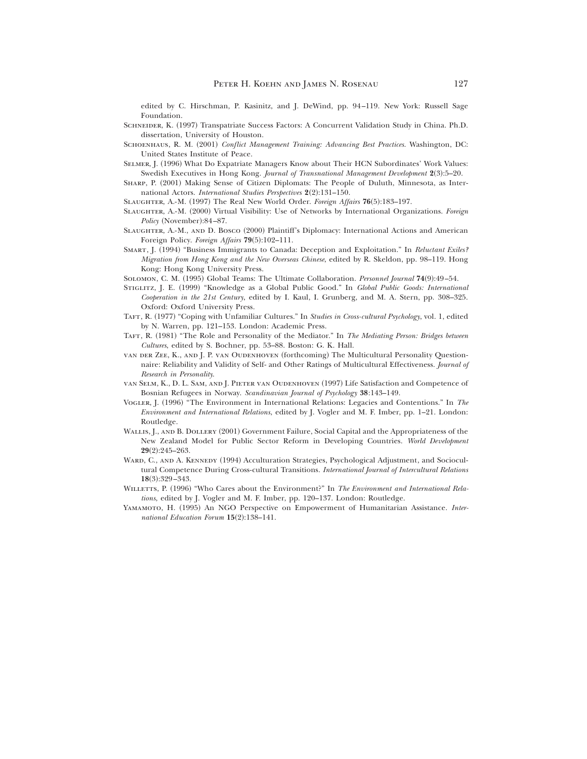edited by C. Hirschman, P. Kasinitz, and J. DeWind, pp. 94–119. New York: Russell Sage Foundation.

Schneider, K. (1997) Transpatriate Success Factors: A Concurrent Validation Study in China. Ph.D. dissertation, University of Houston.

Schoenhaus, R. M. (2001) *Conflict Management Training: Advancing Best Practices*. Washington, DC: United States Institute of Peace.

Selmer, J. (1996) What Do Expatriate Managers Know about Their HCN Subordinates' Work Values: Swedish Executives in Hong Kong. *Journal of Transnational Management Development* **2**(3):5–20.

Sharp, P. (2001) Making Sense of Citizen Diplomats: The People of Duluth, Minnesota, as International Actors. *International Studies Perspectives* **2**(2):131–150.

Slaughter, A.-M. (1997) The Real New World Order. *Foreign Affairs* **76**(5):183–197.

Slaughter, A.-M. (2000) Virtual Visibility: Use of Networks by International Organizations. *Foreign Policy* (November):84–87.

Slaughter, A.-M., and D. Bosco (2000) Plaintiff's Diplomacy: International Actions and American Foreign Policy. *Foreign Affairs* **79**(5):102–111.

Smart, J. (1994) "Business Immigrants to Canada: Deception and Exploitation." In *Reluctant Exiles? Migration from Hong Kong and the New Overseas Chinese*, edited by R. Skeldon, pp. 98–119. Hong Kong: Hong Kong University Press.

Solomon, C. M. (1995) Global Teams: The Ultimate Collaboration. *Personnel Journal* **74**(9):49–54.

Stiglitz, J. E. (1999) "Knowledge as a Global Public Good." In *Global Public Goods: International Cooperation in the 21st Century*, edited by I. Kaul, I. Grunberg, and M. A. Stern, pp. 308–325. Oxford: Oxford University Press.

Taft, R. (1977) "Coping with Unfamiliar Cultures." In *Studies in Cross-cultural Psychology*, vol. 1, edited by N. Warren, pp. 121–153. London: Academic Press.

Taft, R. (1981) "The Role and Personality of the Mediator." In *The Mediating Person: Bridges between Cultures*, edited by S. Bochner, pp. 53–88. Boston: G. K. Hall.

van der Zee, K., and J. P. van Oudenhoven (forthcoming) The Multicultural Personality Questionnaire: Reliability and Validity of Self- and Other Ratings of Multicultural Effectiveness. *Journal of Research in Personality*.

van Selm, K., D. L. Sam, and J. Pieter van Oudenhoven (1997) Life Satisfaction and Competence of Bosnian Refugees in Norway. *Scandinavian Journal of Psychology* **38**:143–149.

Vogler, J. (1996) "The Environment in International Relations: Legacies and Contentions." In *The Environment and International Relations*, edited by J. Vogler and M. F. Imber, pp. 1–21. London: Routledge.

Wallis, J., and B. Dollery (2001) Government Failure, Social Capital and the Appropriateness of the New Zealand Model for Public Sector Reform in Developing Countries. *World Development* **29**(2):245–263.

Ward, C., and A. Kennedy (1994) Acculturation Strategies, Psychological Adjustment, and Sociocultural Competence During Cross-cultural Transitions. *International Journal of Intercultural Relations* **18**(3):329–343.

Willetts, P. (1996) "Who Cares about the Environment?" In *The Environment and International Relations*, edited by J. Vogler and M. F. Imber, pp. 120–137. London: Routledge.

Yamamoto, H. (1995) An NGO Perspective on Empowerment of Humanitarian Assistance. *International Education Forum* **15**(2):138–141.